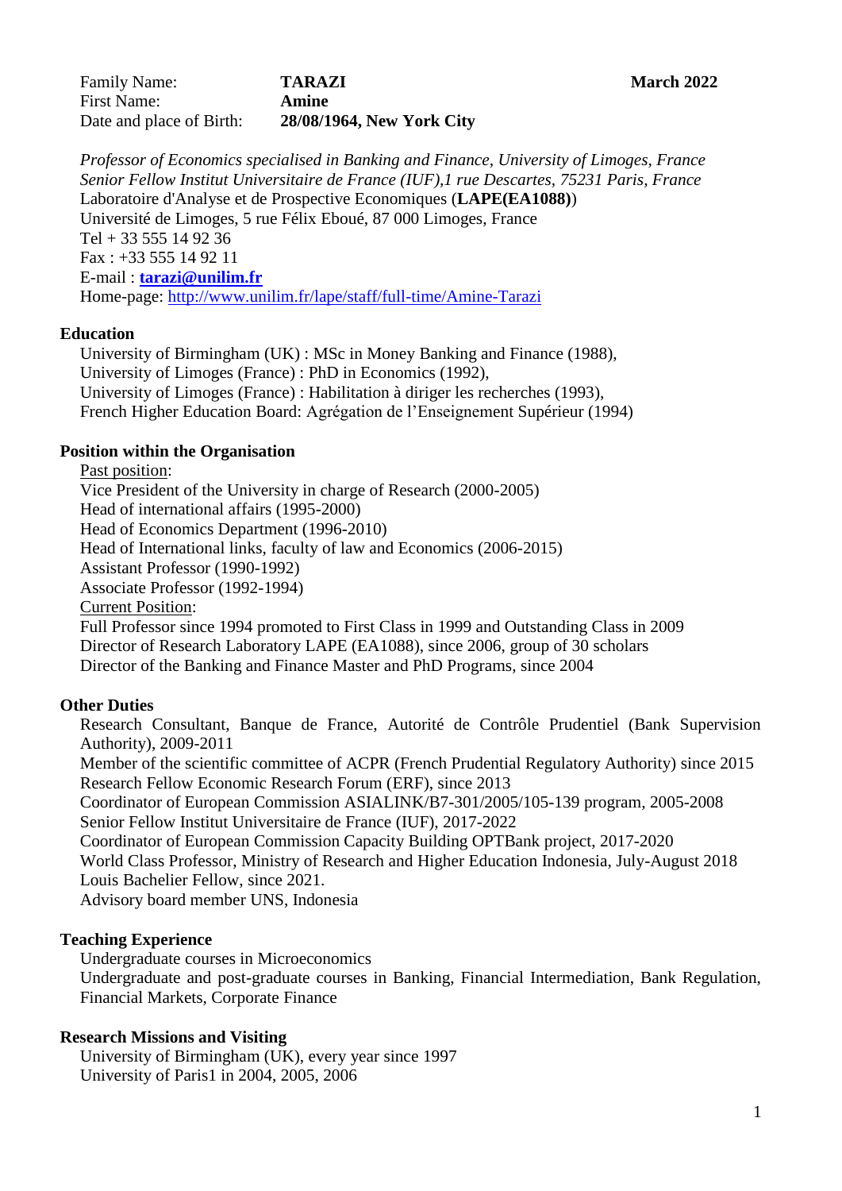Family Name: **TARAZI** **March 2022**
First Name: **Amine**
Date and place of Birth: **28/08/1964, New York City**

*Professor of Economics specialised in Banking and Finance, University of Limoges, France*
*Senior Fellow Institut Universitaire de France (IUF),1 rue Descartes, 75231 Paris, France*
Laboratoire d'Analyse et de Prospective Economiques (**LAPE(EA1088)**)
Université de Limoges, 5 rue Félix Eboué, 87 000 Limoges, France
Tel + 33 555 14 92 36
Fax : +33 555 14 92 11
E-mail : **tarazi@unilim.fr**
Home-page: http://www.unilim.fr/lape/staff/full-time/Amine-Tarazi

## Education

University of Birmingham (UK) : MSc in Money Banking and Finance (1988),
University of Limoges (France) : PhD in Economics (1992),
University of Limoges (France) : Habilitation à diriger les recherches (1993),
French Higher Education Board: Agrégation de l'Enseignement Supérieur (1994)

## Position within the Organisation

Past position:
Vice President of the University in charge of Research (2000-2005)
Head of international affairs (1995-2000)
Head of Economics Department (1996-2010)
Head of International links, faculty of law and Economics (2006-2015)
Assistant Professor (1990-1992)
Associate Professor (1992-1994)
Current Position:
Full Professor since 1994 promoted to First Class in 1999 and Outstanding Class in 2009
Director of Research Laboratory LAPE (EA1088), since 2006, group of 30 scholars
Director of the Banking and Finance Master and PhD Programs, since 2004

## Other Duties

Research Consultant, Banque de France, Autorité de Contrôle Prudentiel (Bank Supervision Authority), 2009-2011
Member of the scientific committee of ACPR (French Prudential Regulatory Authority) since 2015
Research Fellow Economic Research Forum (ERF), since 2013
Coordinator of European Commission ASIALINK/B7-301/2005/105-139 program, 2005-2008
Senior Fellow Institut Universitaire de France (IUF), 2017-2022
Coordinator of European Commission Capacity Building OPTBank project, 2017-2020
World Class Professor, Ministry of Research and Higher Education Indonesia, July-August 2018
Louis Bachelier Fellow, since 2021.
Advisory board member UNS, Indonesia

## Teaching Experience

Undergraduate courses in Microeconomics
Undergraduate and post-graduate courses in Banking, Financial Intermediation, Bank Regulation, Financial Markets, Corporate Finance

## Research Missions and Visiting

University of Birmingham (UK), every year since 1997
University of Paris1 in 2004, 2005, 2006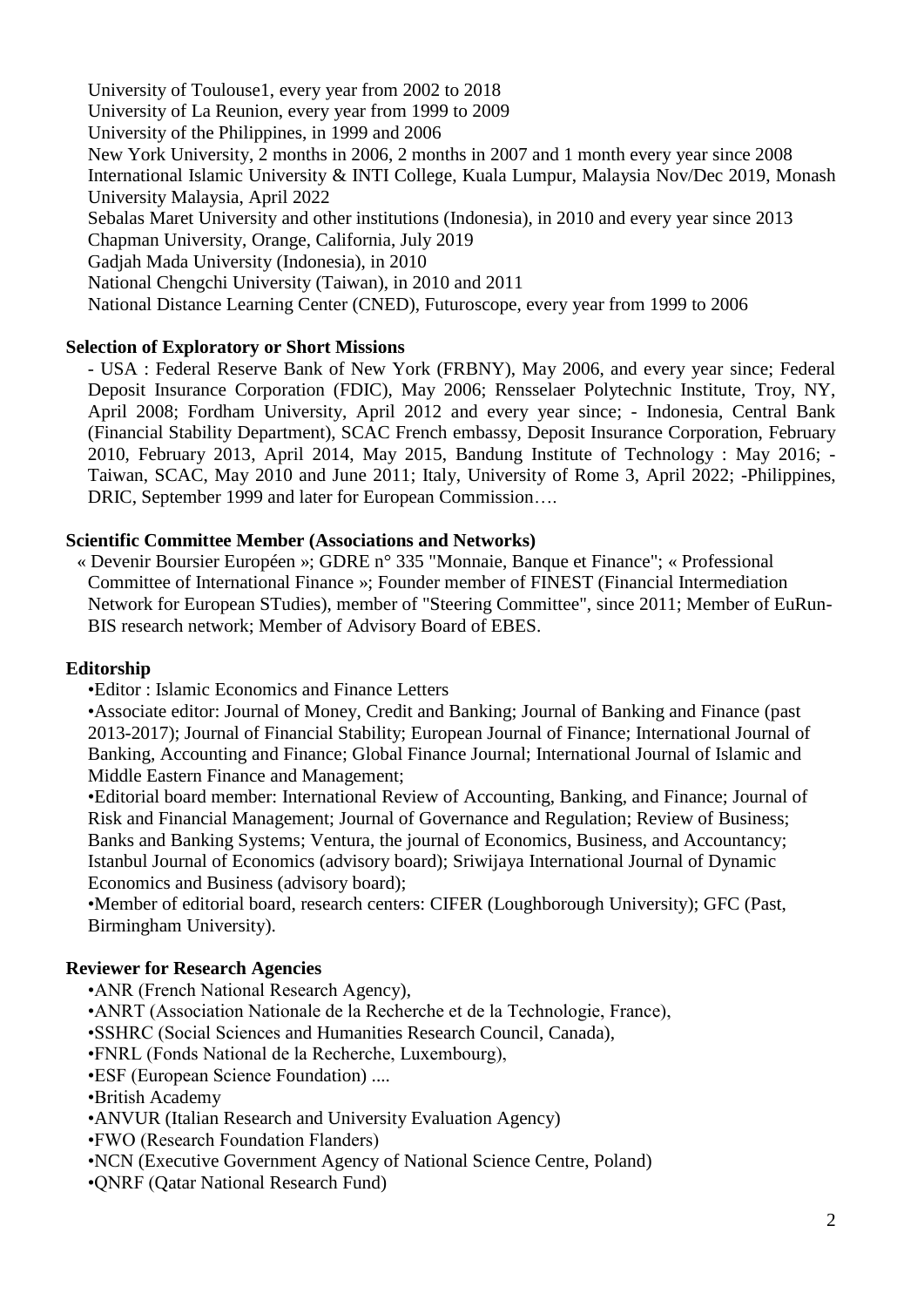University of Toulouse1, every year from 2002 to 2018
University of La Reunion, every year from 1999 to 2009
University of the Philippines, in 1999 and 2006
New York University, 2 months in 2006, 2 months in 2007 and 1 month every year since 2008
International Islamic University & INTI College, Kuala Lumpur, Malaysia Nov/Dec 2019, Monash University Malaysia, April 2022
Sebalas Maret University and other institutions (Indonesia), in 2010 and every year since 2013
Chapman University, Orange, California, July 2019
Gadjah Mada University (Indonesia), in 2010
National Chengchi University (Taiwan), in 2010 and 2011
National Distance Learning Center (CNED), Futuroscope, every year from 1999 to 2006

**Selection of Exploratory or Short Missions**

- USA : Federal Reserve Bank of New York (FRBNY), May 2006, and every year since; Federal Deposit Insurance Corporation (FDIC), May 2006; Rensselaer Polytechnic Institute, Troy, NY, April 2008; Fordham University, April 2012 and every year since; - Indonesia, Central Bank (Financial Stability Department), SCAC French embassy, Deposit Insurance Corporation, February 2010, February 2013, April 2014, May 2015, Bandung Institute of Technology : May 2016; - Taiwan, SCAC, May 2010 and June 2011; Italy, University of Rome 3, April 2022; -Philippines, DRIC, September 1999 and later for European Commission….

**Scientific Committee Member (Associations and Networks)**

« Devenir Boursier Européen »; GDRE n° 335 "Monnaie, Banque et Finance"; « Professional Committee of International Finance »; Founder member of FINEST (Financial Intermediation Network for European STudies), member of "Steering Committee", since 2011; Member of EuRun-BIS research network; Member of Advisory Board of EBES.

**Editorship**

•Editor : Islamic Economics and Finance Letters
•Associate editor: Journal of Money, Credit and Banking; Journal of Banking and Finance (past 2013-2017); Journal of Financial Stability; European Journal of Finance; International Journal of Banking, Accounting and Finance; Global Finance Journal; International Journal of Islamic and Middle Eastern Finance and Management;
•Editorial board member: International Review of Accounting, Banking, and Finance; Journal of Risk and Financial Management; Journal of Governance and Regulation; Review of Business; Banks and Banking Systems; Ventura, the journal of Economics, Business, and Accountancy; Istanbul Journal of Economics (advisory board); Sriwijaya International Journal of Dynamic Economics and Business (advisory board);
•Member of editorial board, research centers: CIFER (Loughborough University); GFC (Past, Birmingham University).

**Reviewer for Research Agencies**

•ANR (French National Research Agency),
•ANRT (Association Nationale de la Recherche et de la Technologie, France),
•SSHRC (Social Sciences and Humanities Research Council, Canada),
•FNRL (Fonds National de la Recherche, Luxembourg),
•ESF (European Science Foundation) ....
•British Academy
•ANVUR (Italian Research and University Evaluation Agency)
•FWO (Research Foundation Flanders)
•NCN (Executive Government Agency of National Science Centre, Poland)
•QNRF (Qatar National Research Fund)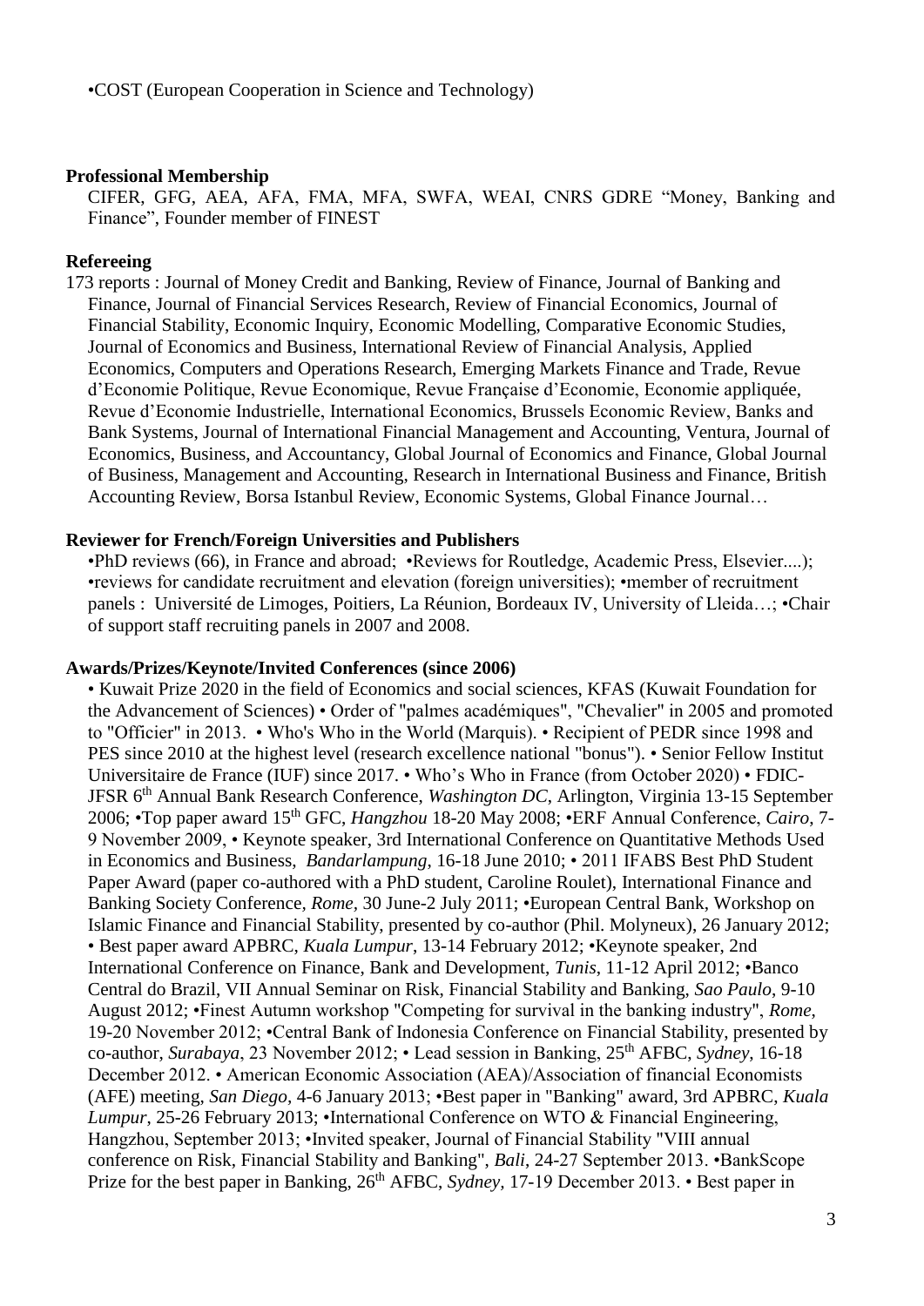•COST (European Cooperation in Science and Technology)

**Professional Membership**

CIFER, GFG, AEA, AFA, FMA, MFA, SWFA, WEAI, CNRS GDRE "Money, Banking and Finance", Founder member of FINEST

**Refereeing**

173 reports : Journal of Money Credit and Banking, Review of Finance, Journal of Banking and Finance, Journal of Financial Services Research, Review of Financial Economics, Journal of Financial Stability, Economic Inquiry, Economic Modelling, Comparative Economic Studies, Journal of Economics and Business, International Review of Financial Analysis, Applied Economics, Computers and Operations Research, Emerging Markets Finance and Trade, Revue d'Economie Politique, Revue Economique, Revue Française d'Economie, Economie appliquée, Revue d'Economie Industrielle, International Economics, Brussels Economic Review, Banks and Bank Systems, Journal of International Financial Management and Accounting, Ventura, Journal of Economics, Business, and Accountancy, Global Journal of Economics and Finance, Global Journal of Business, Management and Accounting, Research in International Business and Finance, British Accounting Review, Borsa Istanbul Review, Economic Systems, Global Finance Journal…

**Reviewer for French/Foreign Universities and Publishers**

•PhD reviews (66), in France and abroad; •Reviews for Routledge, Academic Press, Elsevier....); •reviews for candidate recruitment and elevation (foreign universities); •member of recruitment panels : Université de Limoges, Poitiers, La Réunion, Bordeaux IV, University of Lleida…; •Chair of support staff recruiting panels in 2007 and 2008.

**Awards/Prizes/Keynote/Invited Conferences (since 2006)**

• Kuwait Prize 2020 in the field of Economics and social sciences, KFAS (Kuwait Foundation for the Advancement of Sciences) • Order of "palmes académiques", "Chevalier" in 2005 and promoted to "Officier" in 2013. • Who's Who in the World (Marquis). • Recipient of PEDR since 1998 and PES since 2010 at the highest level (research excellence national "bonus"). • Senior Fellow Institut Universitaire de France (IUF) since 2017. • Who's Who in France (from October 2020) • FDIC-JFSR 6th Annual Bank Research Conference, *Washington DC*, Arlington, Virginia 13-15 September 2006; •Top paper award 15th GFC, *Hangzhou* 18-20 May 2008; •ERF Annual Conference, *Cairo*, 7-9 November 2009, • Keynote speaker, 3rd International Conference on Quantitative Methods Used in Economics and Business, *Bandarlampung*, 16-18 June 2010; • 2011 IFABS Best PhD Student Paper Award (paper co-authored with a PhD student, Caroline Roulet), International Finance and Banking Society Conference, *Rome*, 30 June-2 July 2011; •European Central Bank, Workshop on Islamic Finance and Financial Stability, presented by co-author (Phil. Molyneux), 26 January 2012; • Best paper award APBRC, *Kuala Lumpur*, 13-14 February 2012; •Keynote speaker, 2nd International Conference on Finance, Bank and Development, *Tunis*, 11-12 April 2012; •Banco Central do Brazil, VII Annual Seminar on Risk, Financial Stability and Banking, *Sao Paulo*, 9-10 August 2012; •Finest Autumn workshop "Competing for survival in the banking industry", *Rome*, 19-20 November 2012; •Central Bank of Indonesia Conference on Financial Stability, presented by co-author, *Surabaya*, 23 November 2012; • Lead session in Banking, 25th AFBC, *Sydney*, 16-18 December 2012. • American Economic Association (AEA)/Association of financial Economists (AFE) meeting, *San Diego*, 4-6 January 2013; •Best paper in "Banking" award, 3rd APBRC, *Kuala Lumpur*, 25-26 February 2013; •International Conference on WTO & Financial Engineering, Hangzhou, September 2013; •Invited speaker, Journal of Financial Stability "VIII annual conference on Risk, Financial Stability and Banking", *Bali*, 24-27 September 2013. •BankScope Prize for the best paper in Banking, 26th AFBC, *Sydney*, 17-19 December 2013. • Best paper in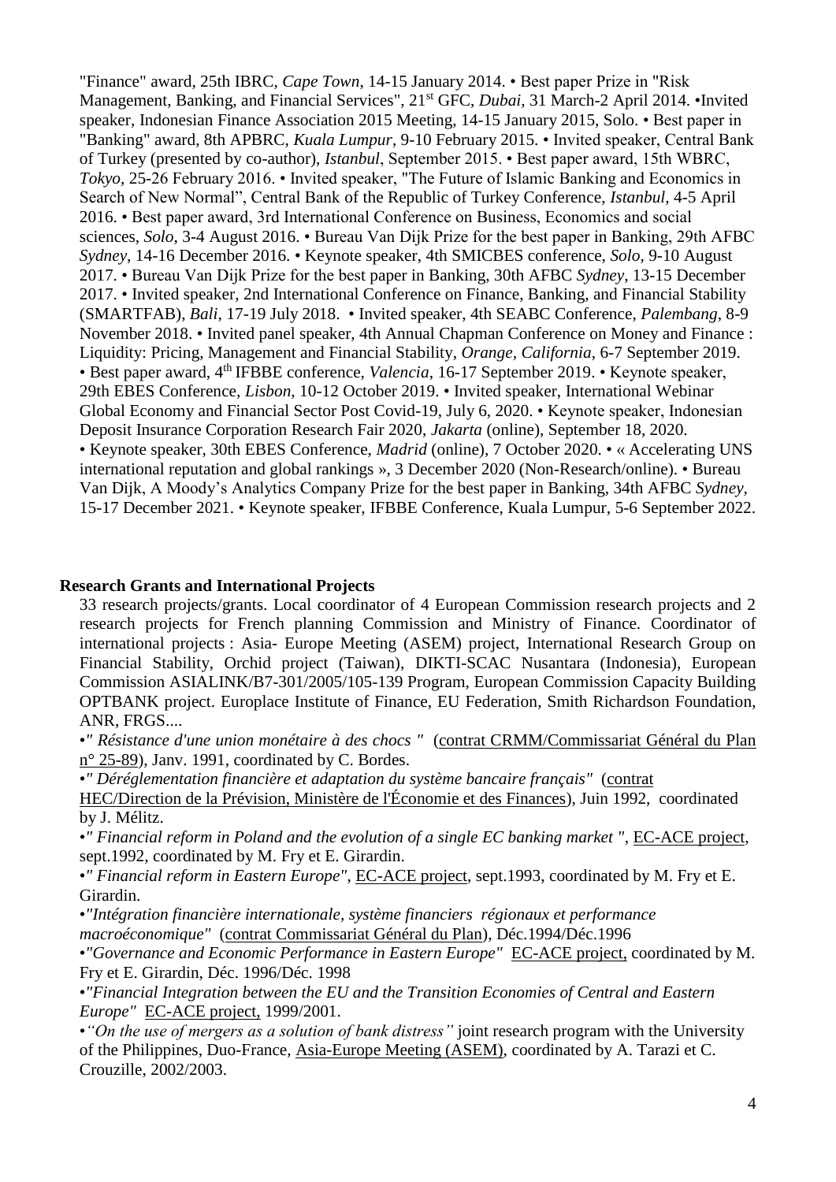"Finance" award, 25th IBRC, *Cape Town*, 14-15 January 2014. • Best paper Prize in "Risk Management, Banking, and Financial Services", 21st GFC, *Dubai*, 31 March-2 April 2014. •Invited speaker, Indonesian Finance Association 2015 Meeting, 14-15 January 2015, Solo. • Best paper in "Banking" award, 8th APBRC, *Kuala Lumpur*, 9-10 February 2015. • Invited speaker, Central Bank of Turkey (presented by co-author), *Istanbul*, September 2015. • Best paper award, 15th WBRC, *Tokyo*, 25-26 February 2016. • Invited speaker, "The Future of Islamic Banking and Economics in Search of New Normal", Central Bank of the Republic of Turkey Conference, *Istanbul*, 4-5 April 2016. • Best paper award, 3rd International Conference on Business, Economics and social sciences, *Solo*, 3-4 August 2016. • Bureau Van Dijk Prize for the best paper in Banking, 29th AFBC *Sydney*, 14-16 December 2016. • Keynote speaker, 4th SMICBES conference, *Solo*, 9-10 August 2017. • Bureau Van Dijk Prize for the best paper in Banking, 30th AFBC *Sydney*, 13-15 December 2017. • Invited speaker, 2nd International Conference on Finance, Banking, and Financial Stability (SMARTFAB), *Bali*, 17-19 July 2018. • Invited speaker, 4th SEABC Conference, *Palembang*, 8-9 November 2018. • Invited panel speaker, 4th Annual Chapman Conference on Money and Finance : Liquidity: Pricing, Management and Financial Stability, *Orange, California*, 6-7 September 2019. • Best paper award, 4th IFBBE conference, *Valencia*, 16-17 September 2019. • Keynote speaker, 29th EBES Conference, *Lisbon,* 10-12 October 2019. • Invited speaker, International Webinar Global Economy and Financial Sector Post Covid-19, July 6, 2020. • Keynote speaker, Indonesian Deposit Insurance Corporation Research Fair 2020, *Jakarta* (online), September 18, 2020. • Keynote speaker, 30th EBES Conference, *Madrid* (online), 7 October 2020. • « Accelerating UNS international reputation and global rankings », 3 December 2020 (Non-Research/online). • Bureau Van Dijk, A Moody's Analytics Company Prize for the best paper in Banking, 34th AFBC *Sydney*, 15-17 December 2021. • Keynote speaker, IFBBE Conference, Kuala Lumpur, 5-6 September 2022.

**Research Grants and International Projects**

33 research projects/grants. Local coordinator of 4 European Commission research projects and 2 research projects for French planning Commission and Ministry of Finance. Coordinator of international projects : Asia- Europe Meeting (ASEM) project, International Research Group on Financial Stability, Orchid project (Taiwan), DIKTI-SCAC Nusantara (Indonesia), European Commission ASIALINK/B7-301/2005/105-139 Program, European Commission Capacity Building OPTBANK project. Europlace Institute of Finance, EU Federation, Smith Richardson Foundation, ANR, FRGS....

•*" Résistance d'une union monétaire à des chocs "* (contrat CRMM/Commissariat Général du Plan n° 25-89), Janv. 1991, coordinated by C. Bordes.

•*" Déréglementation financière et adaptation du système bancaire français"* (contrat HEC/Direction de la Prévision, Ministère de l'Économie et des Finances), Juin 1992, coordinated by J. Mélitz.

•*" Financial reform in Poland and the evolution of a single EC banking market "*, EC-ACE project, sept.1992, coordinated by M. Fry et E. Girardin.

•*" Financial reform in Eastern Europe"*, EC-ACE project, sept.1993, coordinated by M. Fry et E. Girardin.

•*"Intégration financière internationale, système financiers régionaux et performance macroéconomique"* (contrat Commissariat Général du Plan), Déc.1994/Déc.1996

•*"Governance and Economic Performance in Eastern Europe"* EC-ACE project, coordinated by M. Fry et E. Girardin, Déc. 1996/Déc. 1998

•*"Financial Integration between the EU and the Transition Economies of Central and Eastern Europe"* EC-ACE project, 1999/2001.

•*"On the use of mergers as a solution of bank distress"* joint research program with the University of the Philippines, Duo-France, Asia-Europe Meeting (ASEM), coordinated by A. Tarazi et C. Crouzille, 2002/2003.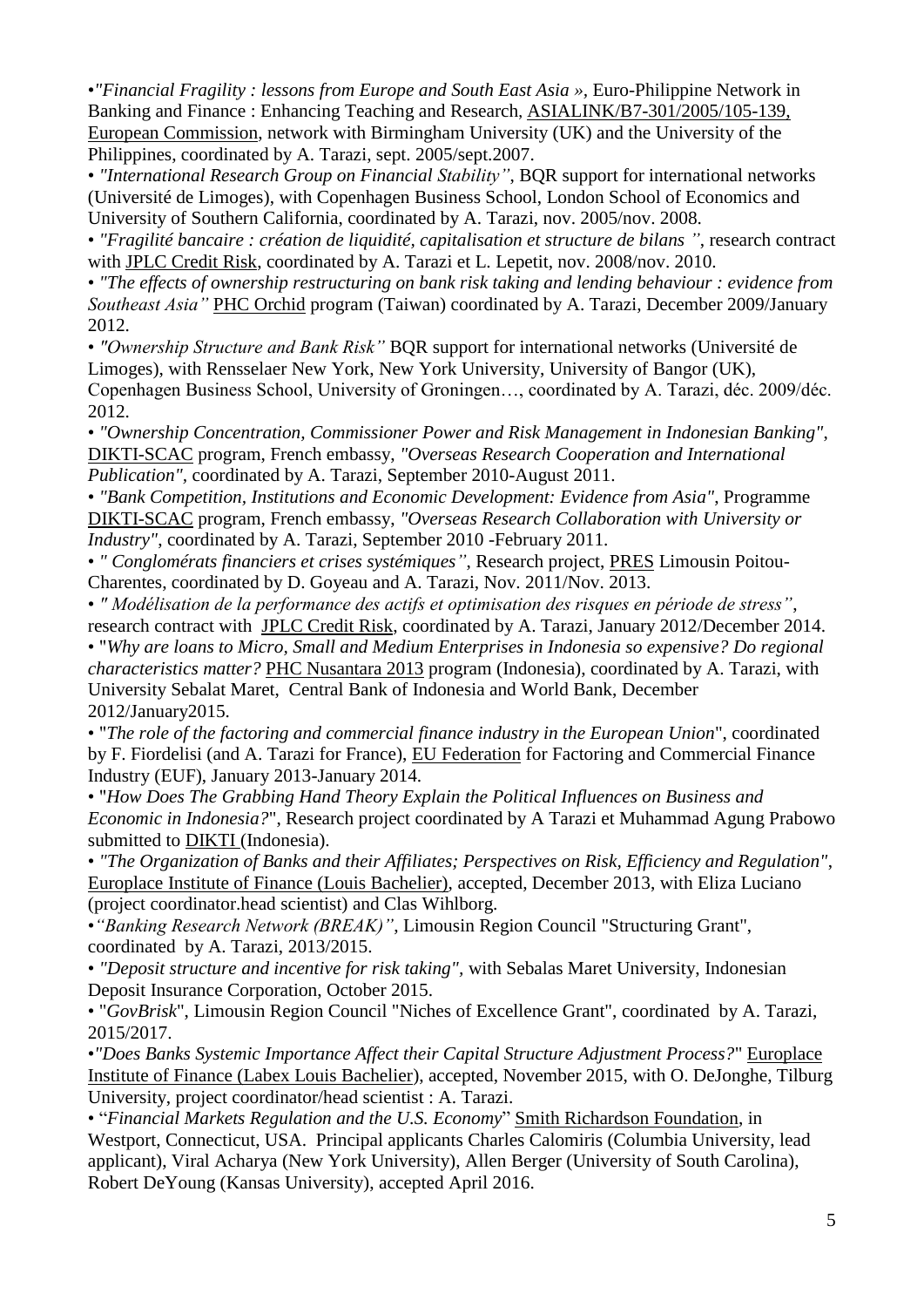•*"Financial Fragility : lessons from Europe and South East Asia »*, Euro-Philippine Network in Banking and Finance : Enhancing Teaching and Research, ASIALINK/B7-301/2005/105-139, European Commission, network with Birmingham University (UK) and the University of the Philippines, coordinated by A. Tarazi, sept. 2005/sept.2007.

• *"International Research Group on Financial Stability"*, BQR support for international networks (Université de Limoges), with Copenhagen Business School, London School of Economics and University of Southern California, coordinated by A. Tarazi, nov. 2005/nov. 2008.

• *"Fragilité bancaire : création de liquidité, capitalisation et structure de bilans "*, research contract with JPLC Credit Risk, coordinated by A. Tarazi et L. Lepetit, nov. 2008/nov. 2010.

• *"The effects of ownership restructuring on bank risk taking and lending behaviour : evidence from Southeast Asia"* PHC Orchid program (Taiwan) coordinated by A. Tarazi, December 2009/January 2012.

• *"Ownership Structure and Bank Risk"* BQR support for international networks (Université de Limoges), with Rensselaer New York, New York University, University of Bangor (UK), Copenhagen Business School, University of Groningen…, coordinated by A. Tarazi, déc. 2009/déc. 2012.

• *"Ownership Concentration, Commissioner Power and Risk Management in Indonesian Banking"*, DIKTI-SCAC program, French embassy, *"Overseas Research Cooperation and International Publication"*, coordinated by A. Tarazi, September 2010-August 2011.

• *"Bank Competition, Institutions and Economic Development: Evidence from Asia"*, Programme DIKTI-SCAC program, French embassy, *"Overseas Research Collaboration with University or Industry"*, coordinated by A. Tarazi, September 2010 -February 2011.

• *" Conglomérats financiers et crises systémiques"*, Research project, PRES Limousin Poitou-Charentes, coordinated by D. Goyeau and A. Tarazi, Nov. 2011/Nov. 2013.

• *" Modélisation de la performance des actifs et optimisation des risques en période de stress"*, research contract with JPLC Credit Risk, coordinated by A. Tarazi, January 2012/December 2014.

• "*Why are loans to Micro, Small and Medium Enterprises in Indonesia so expensive? Do regional characteristics matter?* PHC Nusantara 2013 program (Indonesia), coordinated by A. Tarazi, with University Sebalat Maret, Central Bank of Indonesia and World Bank, December 2012/January2015.

• "*The role of the factoring and commercial finance industry in the European Union*", coordinated by F. Fiordelisi (and A. Tarazi for France), EU Federation for Factoring and Commercial Finance Industry (EUF), January 2013-January 2014.

• "*How Does The Grabbing Hand Theory Explain the Political Influences on Business and Economic in Indonesia?*", Research project coordinated by A Tarazi et Muhammad Agung Prabowo submitted to DIKTI (Indonesia).

• *"The Organization of Banks and their Affiliates; Perspectives on Risk, Efficiency and Regulation"*, Europlace Institute of Finance (Louis Bachelier), accepted, December 2013, with Eliza Luciano (project coordinator.head scientist) and Clas Wihlborg.

•*"Banking Research Network (BREAK)"*, Limousin Region Council "Structuring Grant", coordinated by A. Tarazi, 2013/2015.

• *"Deposit structure and incentive for risk taking"*, with Sebalas Maret University, Indonesian Deposit Insurance Corporation, October 2015.

• "*GovBrisk*", Limousin Region Council "Niches of Excellence Grant", coordinated by A. Tarazi, 2015/2017.

•*"Does Banks Systemic Importance Affect their Capital Structure Adjustment Process?*" Europlace Institute of Finance (Labex Louis Bachelier), accepted, November 2015, with O. DeJonghe, Tilburg University, project coordinator/head scientist : A. Tarazi.

• "*Financial Markets Regulation and the U.S. Economy*" Smith Richardson Foundation, in Westport, Connecticut, USA. Principal applicants Charles Calomiris (Columbia University, lead applicant), Viral Acharya (New York University), Allen Berger (University of South Carolina), Robert DeYoung (Kansas University), accepted April 2016.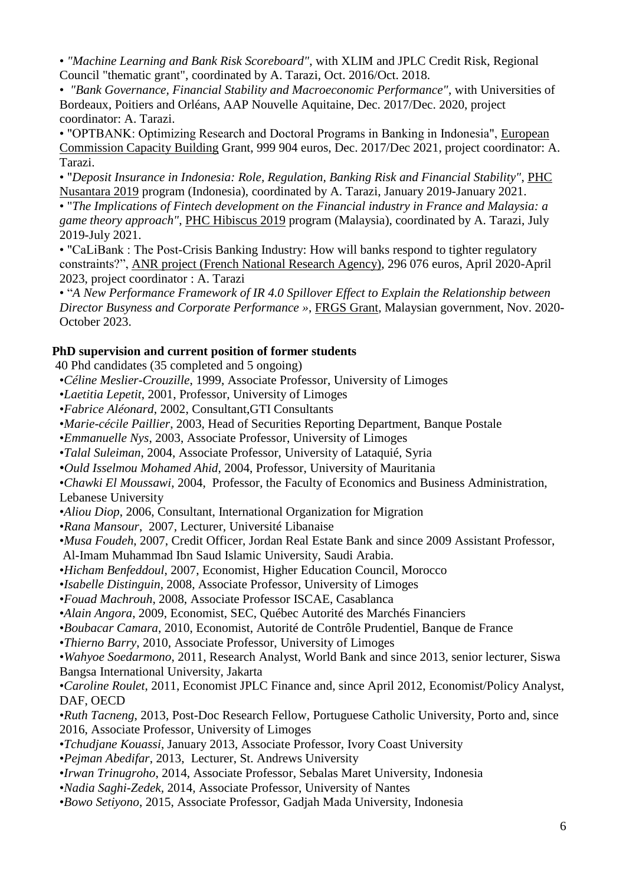- *"Machine Learning and Bank Risk Scoreboard"*, with XLIM and JPLC Credit Risk, Regional Council "thematic grant", coordinated by A. Tarazi, Oct. 2016/Oct. 2018.
- *"Bank Governance, Financial Stability and Macroeconomic Performance"*, with Universities of Bordeaux, Poitiers and Orléans, AAP Nouvelle Aquitaine, Dec. 2017/Dec. 2020, project coordinator: A. Tarazi.
- "OPTBANK: Optimizing Research and Doctoral Programs in Banking in Indonesia", European Commission Capacity Building Grant, 999 904 euros, Dec. 2017/Dec 2021, project coordinator: A. Tarazi.
- "*Deposit Insurance in Indonesia: Role, Regulation, Banking Risk and Financial Stability"*, PHC Nusantara 2019 program (Indonesia), coordinated by A. Tarazi, January 2019-January 2021.
- "*The Implications of Fintech development on the Financial industry in France and Malaysia: a game theory approach"*, PHC Hibiscus 2019 program (Malaysia), coordinated by A. Tarazi, July 2019-July 2021.
- "CaLiBank : The Post-Crisis Banking Industry: How will banks respond to tighter regulatory constraints?", ANR project (French National Research Agency), 296 076 euros, April 2020-April 2023, project coordinator : A. Tarazi
- "*A New Performance Framework of IR 4.0 Spillover Effect to Explain the Relationship between Director Busyness and Corporate Performance »*, FRGS Grant, Malaysian government, Nov. 2020-October 2023.

**PhD supervision and current position of former students**

40 Phd candidates (35 completed and 5 ongoing)

- *Céline Meslier-Crouzille*, 1999, Associate Professor, University of Limoges
- *Laetitia Lepetit*, 2001, Professor, University of Limoges
- *Fabrice Aléonard*, 2002, Consultant,GTI Consultants
- *Marie-cécile Paillier*, 2003, Head of Securities Reporting Department, Banque Postale
- *Emmanuelle Nys*, 2003, Associate Professor, University of Limoges
- *Talal Suleiman*, 2004, Associate Professor, University of Lataquié, Syria
- *Ould Isselmou Mohamed Ahid*, 2004, Professor, University of Mauritania
- *Chawki El Moussawi*, 2004, Professor, the Faculty of Economics and Business Administration, Lebanese University
- *Aliou Diop*, 2006, Consultant, International Organization for Migration
- *Rana Mansour*, 2007, Lecturer, Université Libanaise
- *Musa Foudeh*, 2007, Credit Officer, Jordan Real Estate Bank and since 2009 Assistant Professor, Al-Imam Muhammad Ibn Saud Islamic University, Saudi Arabia.
- *Hicham Benfeddoul*, 2007, Economist, Higher Education Council, Morocco
- *Isabelle Distinguin*, 2008, Associate Professor, University of Limoges
- *Fouad Machrouh*, 2008, Associate Professor ISCAE, Casablanca
- *Alain Angora*, 2009, Economist, SEC, Québec Autorité des Marchés Financiers
- *Boubacar Camara*, 2010, Economist, Autorité de Contrôle Prudentiel, Banque de France
- *Thierno Barry*, 2010, Associate Professor, University of Limoges
- *Wahyoe Soedarmono*, 2011, Research Analyst, World Bank and since 2013, senior lecturer, Siswa Bangsa International University, Jakarta
- *Caroline Roulet*, 2011, Economist JPLC Finance and, since April 2012, Economist/Policy Analyst, DAF, OECD
- *Ruth Tacneng*, 2013, Post-Doc Research Fellow, Portuguese Catholic University, Porto and, since 2016, Associate Professor, University of Limoges
- *Tchudjane Kouassi*, January 2013, Associate Professor, Ivory Coast University
- *Pejman Abedifar*, 2013, Lecturer, St. Andrews University
- *Irwan Trinugroho*, 2014, Associate Professor, Sebalas Maret University, Indonesia
- *Nadia Saghi-Zedek*, 2014, Associate Professor, University of Nantes
- *Bowo Setiyono*, 2015, Associate Professor, Gadjah Mada University, Indonesia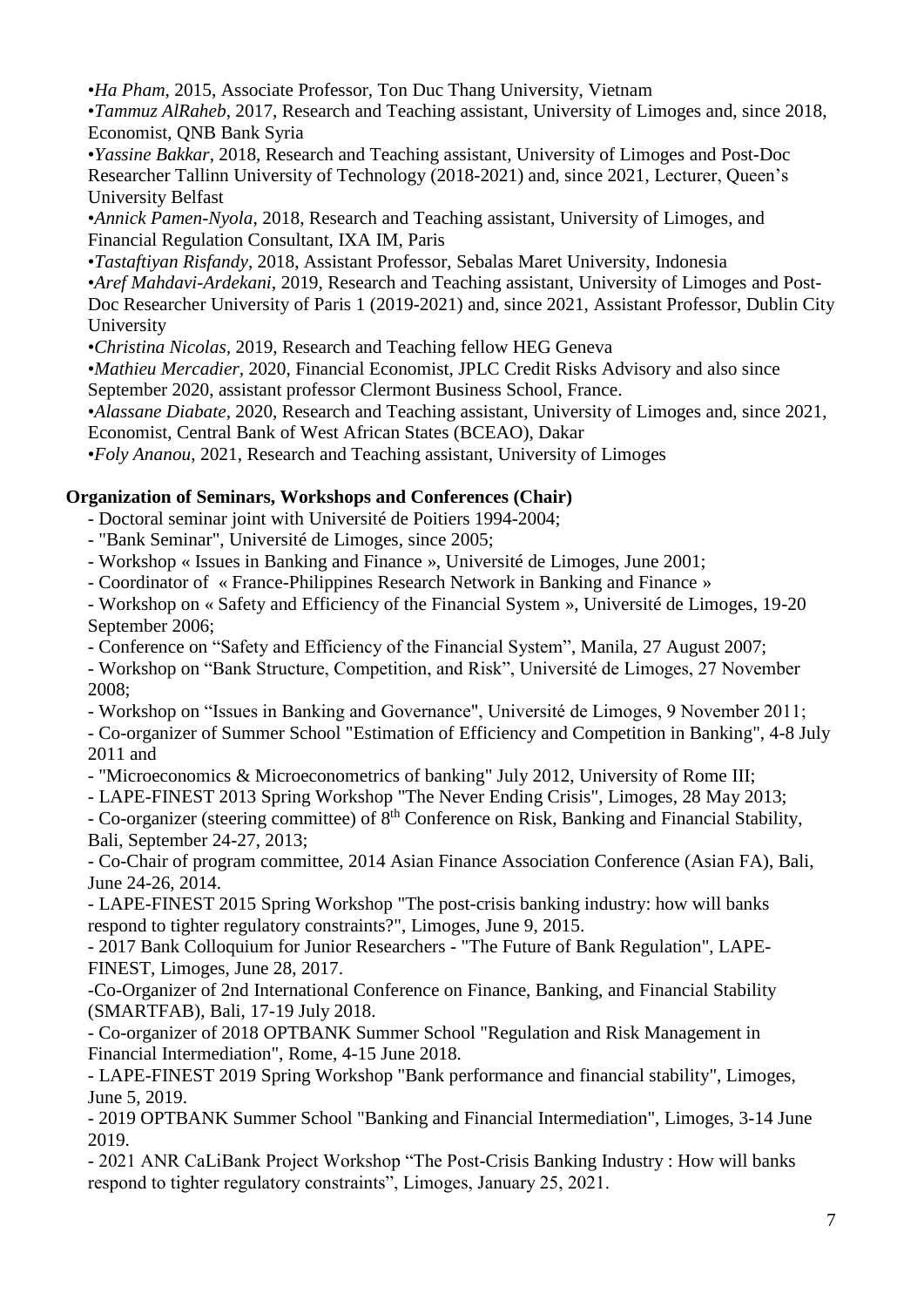•*Ha Pham*, 2015, Associate Professor, Ton Duc Thang University, Vietnam
•*Tammuz AlRaheb*, 2017, Research and Teaching assistant, University of Limoges and, since 2018, Economist, QNB Bank Syria
•*Yassine Bakkar*, 2018, Research and Teaching assistant, University of Limoges and Post-Doc Researcher Tallinn University of Technology (2018-2021) and, since 2021, Lecturer, Queen's University Belfast
•*Annick Pamen-Nyola*, 2018, Research and Teaching assistant, University of Limoges, and Financial Regulation Consultant, IXA IM, Paris
•*Tastaftiyan Risfandy*, 2018, Assistant Professor, Sebalas Maret University, Indonesia
•*Aref Mahdavi-Ardekani*, 2019, Research and Teaching assistant, University of Limoges and Post-Doc Researcher University of Paris 1 (2019-2021) and, since 2021, Assistant Professor, Dublin City University
•*Christina Nicolas*, 2019, Research and Teaching fellow HEG Geneva
•*Mathieu Mercadier*, 2020, Financial Economist, JPLC Credit Risks Advisory and also since September 2020, assistant professor Clermont Business School, France.
•*Alassane Diabate*, 2020, Research and Teaching assistant, University of Limoges and, since 2021, Economist, Central Bank of West African States (BCEAO), Dakar
•*Foly Ananou*, 2021, Research and Teaching assistant, University of Limoges

**Organization of Seminars, Workshops and Conferences (Chair)**

- Doctoral seminar joint with Université de Poitiers 1994-2004;
- "Bank Seminar", Université de Limoges, since 2005;
- Workshop « Issues in Banking and Finance », Université de Limoges, June 2001;
- Coordinator of « France-Philippines Research Network in Banking and Finance »
- Workshop on « Safety and Efficiency of the Financial System », Université de Limoges, 19-20 September 2006;
- Conference on "Safety and Efficiency of the Financial System", Manila, 27 August 2007;
- Workshop on "Bank Structure, Competition, and Risk", Université de Limoges, 27 November 2008;
- Workshop on "Issues in Banking and Governance", Université de Limoges, 9 November 2011;
- Co-organizer of Summer School "Estimation of Efficiency and Competition in Banking", 4-8 July 2011 and
- "Microeconomics & Microeconometrics of banking" July 2012, University of Rome III;
- LAPE-FINEST 2013 Spring Workshop "The Never Ending Crisis", Limoges, 28 May 2013;
- Co-organizer (steering committee) of 8th Conference on Risk, Banking and Financial Stability, Bali, September 24-27, 2013;
- Co-Chair of program committee, 2014 Asian Finance Association Conference (Asian FA), Bali, June 24-26, 2014.
- LAPE-FINEST 2015 Spring Workshop "The post-crisis banking industry: how will banks respond to tighter regulatory constraints?", Limoges, June 9, 2015.
- 2017 Bank Colloquium for Junior Researchers - "The Future of Bank Regulation", LAPE-FINEST, Limoges, June 28, 2017.
- Co-Organizer of 2nd International Conference on Finance, Banking, and Financial Stability (SMARTFAB), Bali, 17-19 July 2018.
- Co-organizer of 2018 OPTBANK Summer School "Regulation and Risk Management in Financial Intermediation", Rome, 4-15 June 2018.
- LAPE-FINEST 2019 Spring Workshop "Bank performance and financial stability", Limoges, June 5, 2019.
- 2019 OPTBANK Summer School "Banking and Financial Intermediation", Limoges, 3-14 June 2019.
- 2021 ANR CaLiBank Project Workshop "The Post-Crisis Banking Industry : How will banks respond to tighter regulatory constraints", Limoges, January 25, 2021.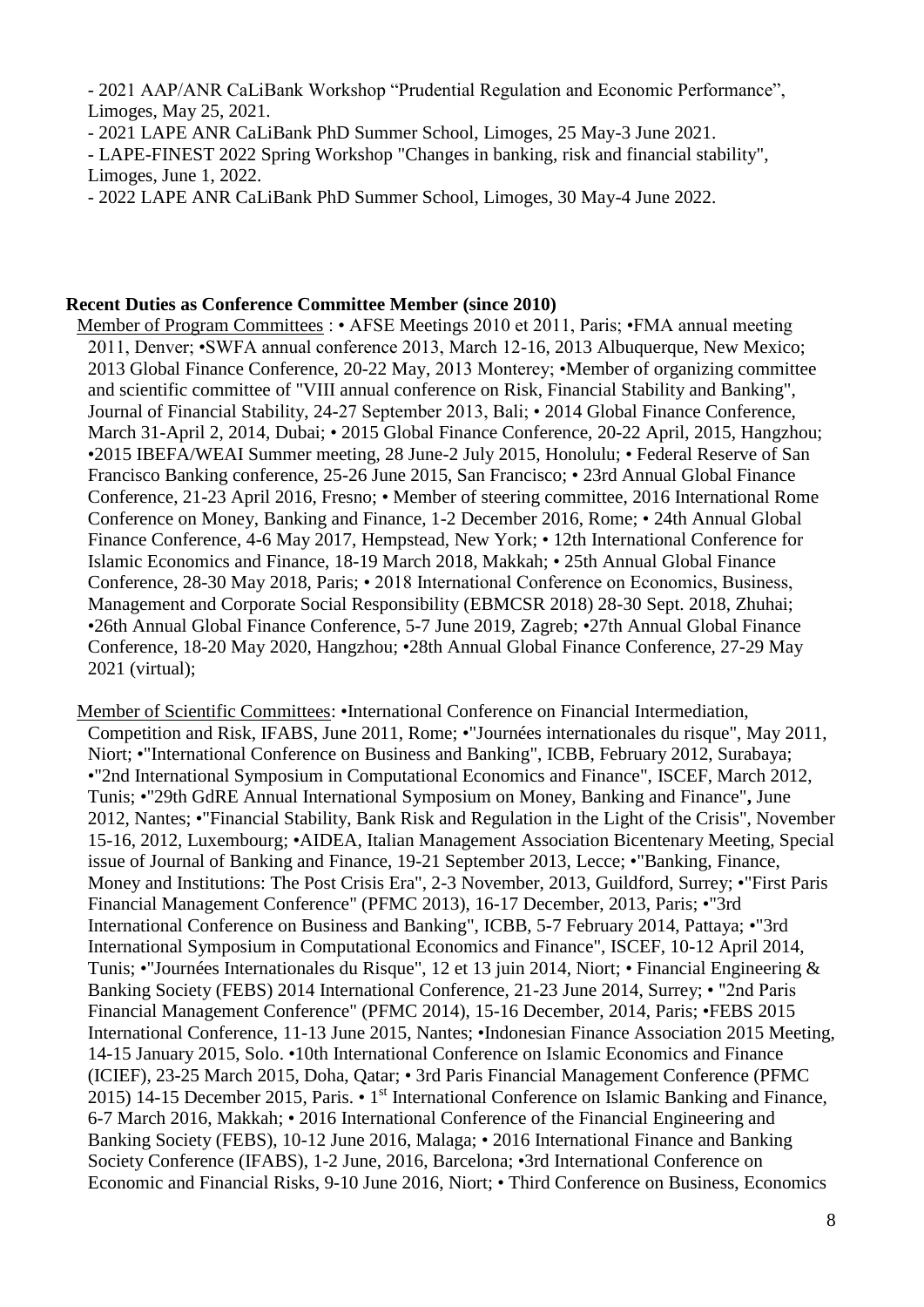- 2021 AAP/ANR CaLiBank Workshop “Prudential Regulation and Economic Performance”, Limoges, May 25, 2021.

- 2021 LAPE ANR CaLiBank PhD Summer School, Limoges, 25 May-3 June 2021.

- LAPE-FINEST 2022 Spring Workshop "Changes in banking, risk and financial stability", Limoges, June 1, 2022.

- 2022 LAPE ANR CaLiBank PhD Summer School, Limoges, 30 May-4 June 2022.

**Recent Duties as Conference Committee Member (since 2010)**

Member of Program Committees : • AFSE Meetings 2010 et 2011, Paris; •FMA annual meeting 2011, Denver; •SWFA annual conference 2013, March 12-16, 2013 Albuquerque, New Mexico; 2013 Global Finance Conference, 20-22 May, 2013 Monterey; •Member of organizing committee and scientific committee of "VIII annual conference on Risk, Financial Stability and Banking", Journal of Financial Stability, 24-27 September 2013, Bali; • 2014 Global Finance Conference, March 31-April 2, 2014, Dubai; • 2015 Global Finance Conference, 20-22 April, 2015, Hangzhou; •2015 IBEFA/WEAI Summer meeting, 28 June-2 July 2015, Honolulu; • Federal Reserve of San Francisco Banking conference, 25-26 June 2015, San Francisco; • 23rd Annual Global Finance Conference, 21-23 April 2016, Fresno; • Member of steering committee, 2016 International Rome Conference on Money, Banking and Finance, 1-2 December 2016, Rome; • 24th Annual Global Finance Conference, 4-6 May 2017, Hempstead, New York; • 12th International Conference for Islamic Economics and Finance, 18-19 March 2018, Makkah; • 25th Annual Global Finance Conference, 28-30 May 2018, Paris; • 2018 International Conference on Economics, Business, Management and Corporate Social Responsibility (EBMCSR 2018) 28-30 Sept. 2018, Zhuhai; •26th Annual Global Finance Conference, 5-7 June 2019, Zagreb; •27th Annual Global Finance Conference, 18-20 May 2020, Hangzhou; •28th Annual Global Finance Conference, 27-29 May 2021 (virtual);

Member of Scientific Committees: •International Conference on Financial Intermediation, Competition and Risk, IFABS, June 2011, Rome; •"Journées internationales du risque", May 2011, Niort; •"International Conference on Business and Banking", ICBB, February 2012, Surabaya; •"2nd International Symposium in Computational Economics and Finance", ISCEF, March 2012, Tunis; •"29th GdRE Annual International Symposium on Money, Banking and Finance"**,** June 2012, Nantes; •"Financial Stability, Bank Risk and Regulation in the Light of the Crisis", November 15-16, 2012, Luxembourg; •AIDEA, Italian Management Association Bicentenary Meeting, Special issue of Journal of Banking and Finance, 19-21 September 2013, Lecce; •"Banking, Finance, Money and Institutions: The Post Crisis Era", 2-3 November, 2013, Guildford, Surrey; •"First Paris Financial Management Conference" (PFMC 2013), 16-17 December, 2013, Paris; •"3rd International Conference on Business and Banking", ICBB, 5-7 February 2014, Pattaya; •"3rd International Symposium in Computational Economics and Finance", ISCEF, 10-12 April 2014, Tunis; •"Journées Internationales du Risque", 12 et 13 juin 2014, Niort; • Financial Engineering & Banking Society (FEBS) 2014 International Conference, 21-23 June 2014, Surrey; • "2nd Paris Financial Management Conference" (PFMC 2014), 15-16 December, 2014, Paris; •FEBS 2015 International Conference, 11-13 June 2015, Nantes; •Indonesian Finance Association 2015 Meeting, 14-15 January 2015, Solo. •10th International Conference on Islamic Economics and Finance (ICIEF), 23-25 March 2015, Doha, Qatar; • 3rd Paris Financial Management Conference (PFMC 2015) 14-15 December 2015, Paris. • 1st International Conference on Islamic Banking and Finance, 6-7 March 2016, Makkah; • 2016 International Conference of the Financial Engineering and Banking Society (FEBS), 10-12 June 2016, Malaga; • 2016 International Finance and Banking Society Conference (IFABS), 1-2 June, 2016, Barcelona; •3rd International Conference on Economic and Financial Risks, 9-10 June 2016, Niort; • Third Conference on Business, Economics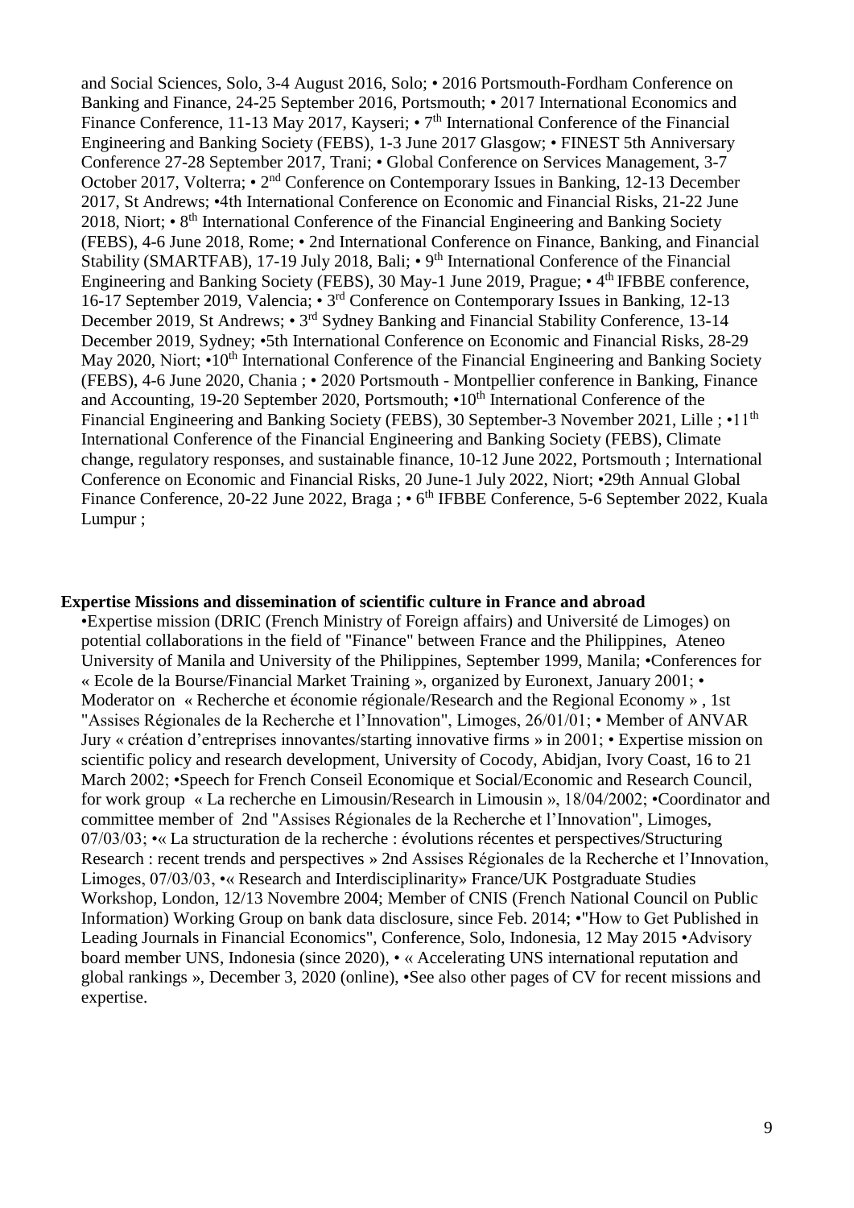and Social Sciences, Solo, 3-4 August 2016, Solo; • 2016 Portsmouth-Fordham Conference on Banking and Finance, 24-25 September 2016, Portsmouth; • 2017 International Economics and Finance Conference, 11-13 May 2017, Kayseri; • 7th International Conference of the Financial Engineering and Banking Society (FEBS), 1-3 June 2017 Glasgow; • FINEST 5th Anniversary Conference 27-28 September 2017, Trani; • Global Conference on Services Management, 3-7 October 2017, Volterra; • 2nd Conference on Contemporary Issues in Banking, 12-13 December 2017, St Andrews; •4th International Conference on Economic and Financial Risks, 21-22 June 2018, Niort; • 8th International Conference of the Financial Engineering and Banking Society (FEBS), 4-6 June 2018, Rome; • 2nd International Conference on Finance, Banking, and Financial Stability (SMARTFAB), 17-19 July 2018, Bali; • 9th International Conference of the Financial Engineering and Banking Society (FEBS), 30 May-1 June 2019, Prague; • 4th IFBBE conference, 16-17 September 2019, Valencia; • 3rd Conference on Contemporary Issues in Banking, 12-13 December 2019, St Andrews; • 3rd Sydney Banking and Financial Stability Conference, 13-14 December 2019, Sydney; •5th International Conference on Economic and Financial Risks, 28-29 May 2020, Niort; •10th International Conference of the Financial Engineering and Banking Society (FEBS), 4-6 June 2020, Chania ; • 2020 Portsmouth - Montpellier conference in Banking, Finance and Accounting, 19-20 September 2020, Portsmouth; •10th International Conference of the Financial Engineering and Banking Society (FEBS), 30 September-3 November 2021, Lille ; •11th International Conference of the Financial Engineering and Banking Society (FEBS), Climate change, regulatory responses, and sustainable finance, 10-12 June 2022, Portsmouth ; International Conference on Economic and Financial Risks, 20 June-1 July 2022, Niort; •29th Annual Global Finance Conference, 20-22 June 2022, Braga ; • 6th IFBBE Conference, 5-6 September 2022, Kuala Lumpur ;

**Expertise Missions and dissemination of scientific culture in France and abroad**

•Expertise mission (DRIC (French Ministry of Foreign affairs) and Université de Limoges) on potential collaborations in the field of "Finance" between France and the Philippines, Ateneo University of Manila and University of the Philippines, September 1999, Manila; •Conferences for « Ecole de la Bourse/Financial Market Training », organized by Euronext, January 2001; • Moderator on « Recherche et économie régionale/Research and the Regional Economy » , 1st "Assises Régionales de la Recherche et l'Innovation", Limoges, 26/01/01; • Member of ANVAR Jury « création d'entreprises innovantes/starting innovative firms » in 2001; • Expertise mission on scientific policy and research development, University of Cocody, Abidjan, Ivory Coast, 16 to 21 March 2002; •Speech for French Conseil Economique et Social/Economic and Research Council, for work group « La recherche en Limousin/Research in Limousin », 18/04/2002; •Coordinator and committee member of 2nd "Assises Régionales de la Recherche et l'Innovation", Limoges, 07/03/03; •« La structuration de la recherche : évolutions récentes et perspectives/Structuring Research : recent trends and perspectives » 2nd Assises Régionales de la Recherche et l'Innovation, Limoges, 07/03/03, •« Research and Interdisciplinarity» France/UK Postgraduate Studies Workshop, London, 12/13 Novembre 2004; Member of CNIS (French National Council on Public Information) Working Group on bank data disclosure, since Feb. 2014; •"How to Get Published in Leading Journals in Financial Economics", Conference, Solo, Indonesia, 12 May 2015 •Advisory board member UNS, Indonesia (since 2020), • « Accelerating UNS international reputation and global rankings », December 3, 2020 (online), •See also other pages of CV for recent missions and expertise.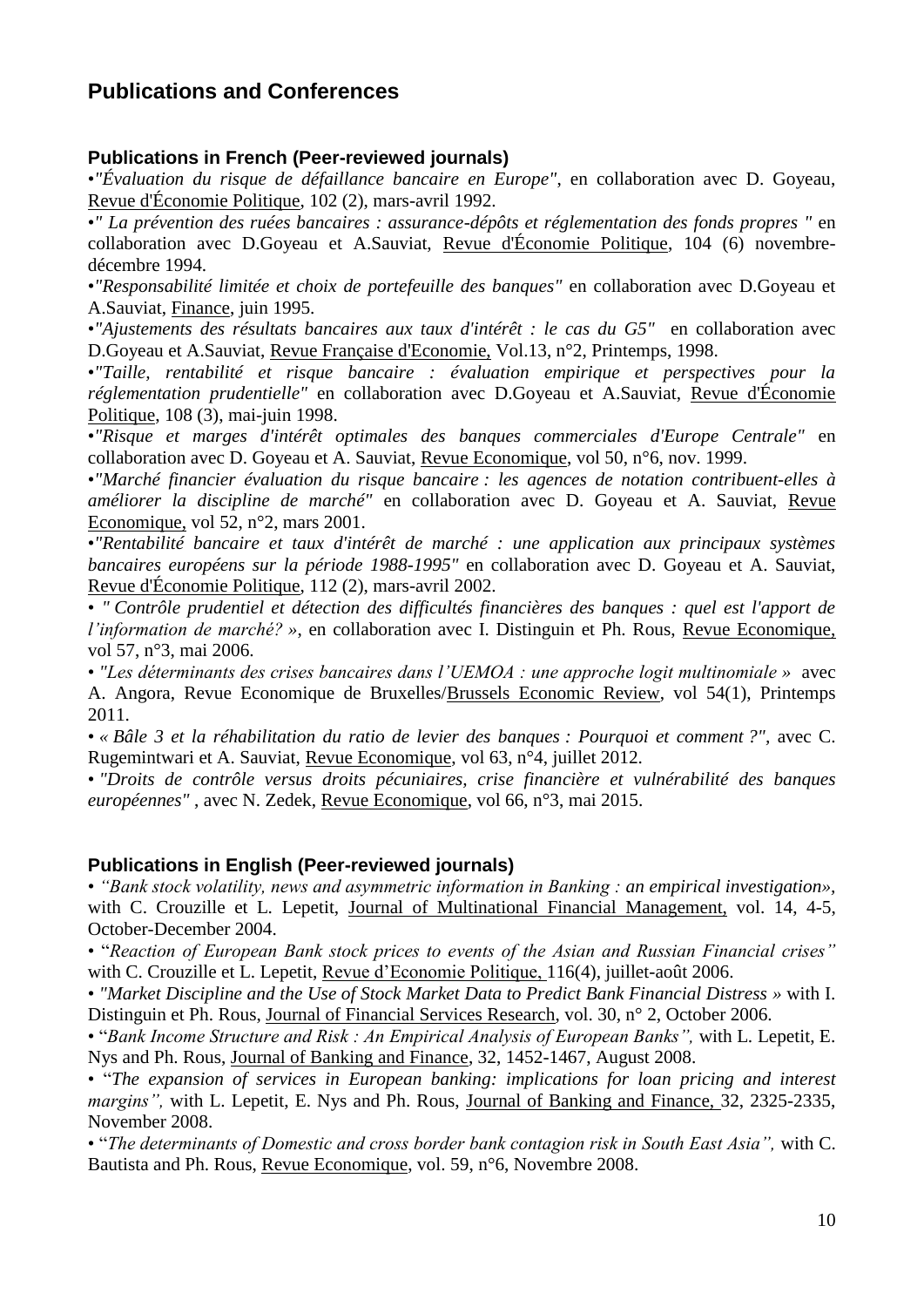## Publications and Conferences

### Publications in French (Peer-reviewed journals)

•*"Évaluation du risque de défaillance bancaire en Europe"*, en collaboration avec D. Goyeau, Revue d'Économie Politique, 102 (2), mars-avril 1992.

•*" La prévention des ruées bancaires : assurance-dépôts et réglementation des fonds propres "* en collaboration avec D.Goyeau et A.Sauviat, Revue d'Économie Politique, 104 (6) novembre-décembre 1994.

•*"Responsabilité limitée et choix de portefeuille des banques"* en collaboration avec D.Goyeau et A.Sauviat, Finance, juin 1995.

•*"Ajustements des résultats bancaires aux taux d'intérêt : le cas du G5"* en collaboration avec D.Goyeau et A.Sauviat, Revue Française d'Economie, Vol.13, n°2, Printemps, 1998.

•*"Taille, rentabilité et risque bancaire : évaluation empirique et perspectives pour la réglementation prudentielle"* en collaboration avec D.Goyeau et A.Sauviat, Revue d'Économie Politique, 108 (3), mai-juin 1998.

•*"Risque et marges d'intérêt optimales des banques commerciales d'Europe Centrale"* en collaboration avec D. Goyeau et A. Sauviat, Revue Economique, vol 50, n°6, nov. 1999.

•*"Marché financier évaluation du risque bancaire : les agences de notation contribuent-elles à améliorer la discipline de marché"* en collaboration avec D. Goyeau et A. Sauviat, Revue Economique, vol 52, n°2, mars 2001.

•*"Rentabilité bancaire et taux d'intérêt de marché : une application aux principaux systèmes bancaires européens sur la période 1988-1995"* en collaboration avec D. Goyeau et A. Sauviat, Revue d'Économie Politique, 112 (2), mars-avril 2002.

• *" Contrôle prudentiel et détection des difficultés financières des banques : quel est l'apport de l'information de marché? »*, en collaboration avec I. Distinguin et Ph. Rous, Revue Economique, vol 57, n°3, mai 2006.

• *"Les déterminants des crises bancaires dans l'UEMOA : une approche logit multinomiale »* avec A. Angora, Revue Economique de Bruxelles/Brussels Economic Review, vol 54(1), Printemps 2011.

• *« Bâle 3 et la réhabilitation du ratio de levier des banques : Pourquoi et comment ?"*, avec C. Rugemintwari et A. Sauviat, Revue Economique, vol 63, n°4, juillet 2012.

• *"Droits de contrôle versus droits pécuniaires, crise financière et vulnérabilité des banques européennes"* , avec N. Zedek, Revue Economique, vol 66, n°3, mai 2015.

### Publications in English (Peer-reviewed journals)

• *"Bank stock volatility, news and asymmetric information in Banking : an empirical investigation»*, with C. Crouzille et L. Lepetit, Journal of Multinational Financial Management, vol. 14, 4-5, October-December 2004.

• "*Reaction of European Bank stock prices to events of the Asian and Russian Financial crises"* with C. Crouzille et L. Lepetit, Revue d'Economie Politique, 116(4), juillet-août 2006.

• *"Market Discipline and the Use of Stock Market Data to Predict Bank Financial Distress »* with I. Distinguin et Ph. Rous, Journal of Financial Services Research, vol. 30, n° 2, October 2006.

• "*Bank Income Structure and Risk : An Empirical Analysis of European Banks",* with L. Lepetit, E. Nys and Ph. Rous, Journal of Banking and Finance, 32, 1452-1467, August 2008.

• "*The expansion of services in European banking: implications for loan pricing and interest margins",* with L. Lepetit, E. Nys and Ph. Rous, Journal of Banking and Finance, 32, 2325-2335, November 2008.

• "*The determinants of Domestic and cross border bank contagion risk in South East Asia",* with C. Bautista and Ph. Rous, Revue Economique, vol. 59, n°6, Novembre 2008.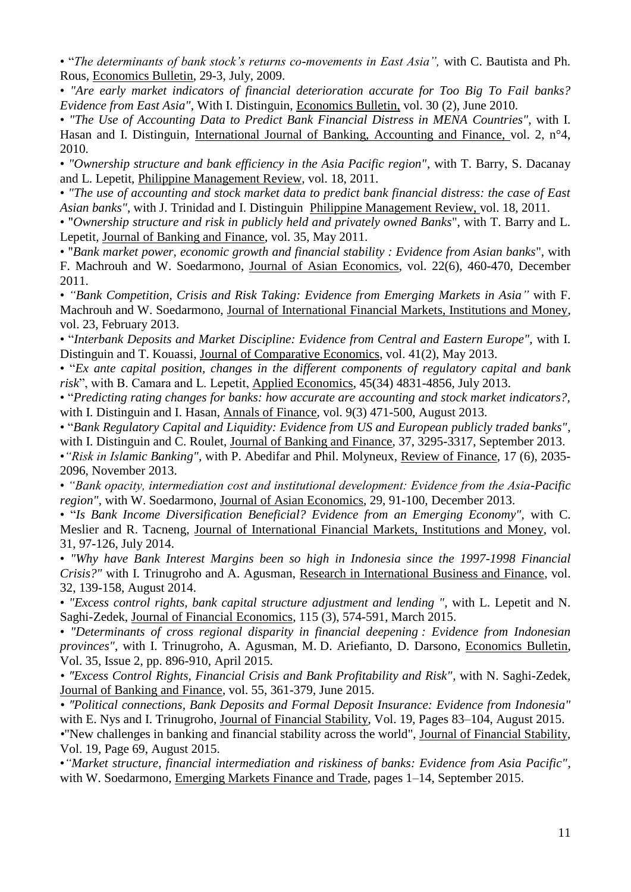- "*The determinants of bank stock's returns co-movements in East Asia",* with C. Bautista and Ph. Rous, Economics Bulletin, 29-3, July, 2009.
- *"Are early market indicators of financial deterioration accurate for Too Big To Fail banks? Evidence from East Asia"*, With I. Distinguin, Economics Bulletin, vol. 30 (2), June 2010.
- *"The Use of Accounting Data to Predict Bank Financial Distress in MENA Countries"*, with I. Hasan and I. Distinguin, International Journal of Banking, Accounting and Finance, vol. 2, n°4, 2010.
- *"Ownership structure and bank efficiency in the Asia Pacific region"*, with T. Barry, S. Dacanay and L. Lepetit, Philippine Management Review, vol. 18, 2011.
- *"The use of accounting and stock market data to predict bank financial distress: the case of East Asian banks"*, with J. Trinidad and I. Distinguin Philippine Management Review, vol. 18, 2011.
- "*Ownership structure and risk in publicly held and privately owned Banks*", with T. Barry and L. Lepetit, Journal of Banking and Finance, vol. 35, May 2011.
- "*Bank market power, economic growth and financial stability : Evidence from Asian banks*", with F. Machrouh and W. Soedarmono, Journal of Asian Economics, vol. 22(6), 460-470, December 2011.
- *"Bank Competition, Crisis and Risk Taking: Evidence from Emerging Markets in Asia"* with F. Machrouh and W. Soedarmono, Journal of International Financial Markets, Institutions and Money, vol. 23, February 2013.
- "*Interbank Deposits and Market Discipline: Evidence from Central and Eastern Europe",* with I. Distinguin and T. Kouassi, Journal of Comparative Economics, vol. 41(2), May 2013.
- "*Ex ante capital position, changes in the different components of regulatory capital and bank risk*", with B. Camara and L. Lepetit, Applied Economics, 45(34) 4831-4856, July 2013.
- "*Predicting rating changes for banks: how accurate are accounting and stock market indicators?,* with I. Distinguin and I. Hasan, Annals of Finance, vol. 9(3) 471-500, August 2013.
- "*Bank Regulatory Capital and Liquidity: Evidence from US and European publicly traded banks"*, with I. Distinguin and C. Roulet, Journal of Banking and Finance, 37, 3295-3317, September 2013.
- *"Risk in Islamic Banking"*, with P. Abedifar and Phil. Molyneux, Review of Finance, 17 (6), 2035-2096, November 2013.
- *"Bank opacity, intermediation cost and institutional development: Evidence from the Asia-Pacific region"*, with W. Soedarmono, Journal of Asian Economics, 29, 91-100, December 2013.
- "*Is Bank Income Diversification Beneficial? Evidence from an Emerging Economy"*, with C. Meslier and R. Tacneng, Journal of International Financial Markets, Institutions and Money, vol. 31, 97-126, July 2014.
- *"Why have Bank Interest Margins been so high in Indonesia since the 1997-1998 Financial Crisis?"* with I. Trinugroho and A. Agusman, Research in International Business and Finance, vol. 32, 139-158, August 2014.
- *"Excess control rights, bank capital structure adjustment and lending ",* with L. Lepetit and N. Saghi-Zedek, Journal of Financial Economics, 115 (3), 574-591, March 2015.
- *"Determinants of cross regional disparity in financial deepening : Evidence from Indonesian provinces"*, with I. Trinugroho, A. Agusman, M. D. Ariefianto, D. Darsono, Economics Bulletin, Vol. 35, Issue 2, pp. 896-910, April 2015.
- *"Excess Control Rights, Financial Crisis and Bank Profitability and Risk"*, with N. Saghi-Zedek, Journal of Banking and Finance, vol. 55, 361-379, June 2015.
- *"Political connections, Bank Deposits and Formal Deposit Insurance: Evidence from Indonesia"* with E. Nys and I. Trinugroho, Journal of Financial Stability, Vol. 19, Pages 83–104, August 2015.
- "New challenges in banking and financial stability across the world", Journal of Financial Stability, Vol. 19, Page 69, August 2015.
- *"Market structure, financial intermediation and riskiness of banks: Evidence from Asia Pacific"*, with W. Soedarmono, Emerging Markets Finance and Trade, pages 1–14, September 2015.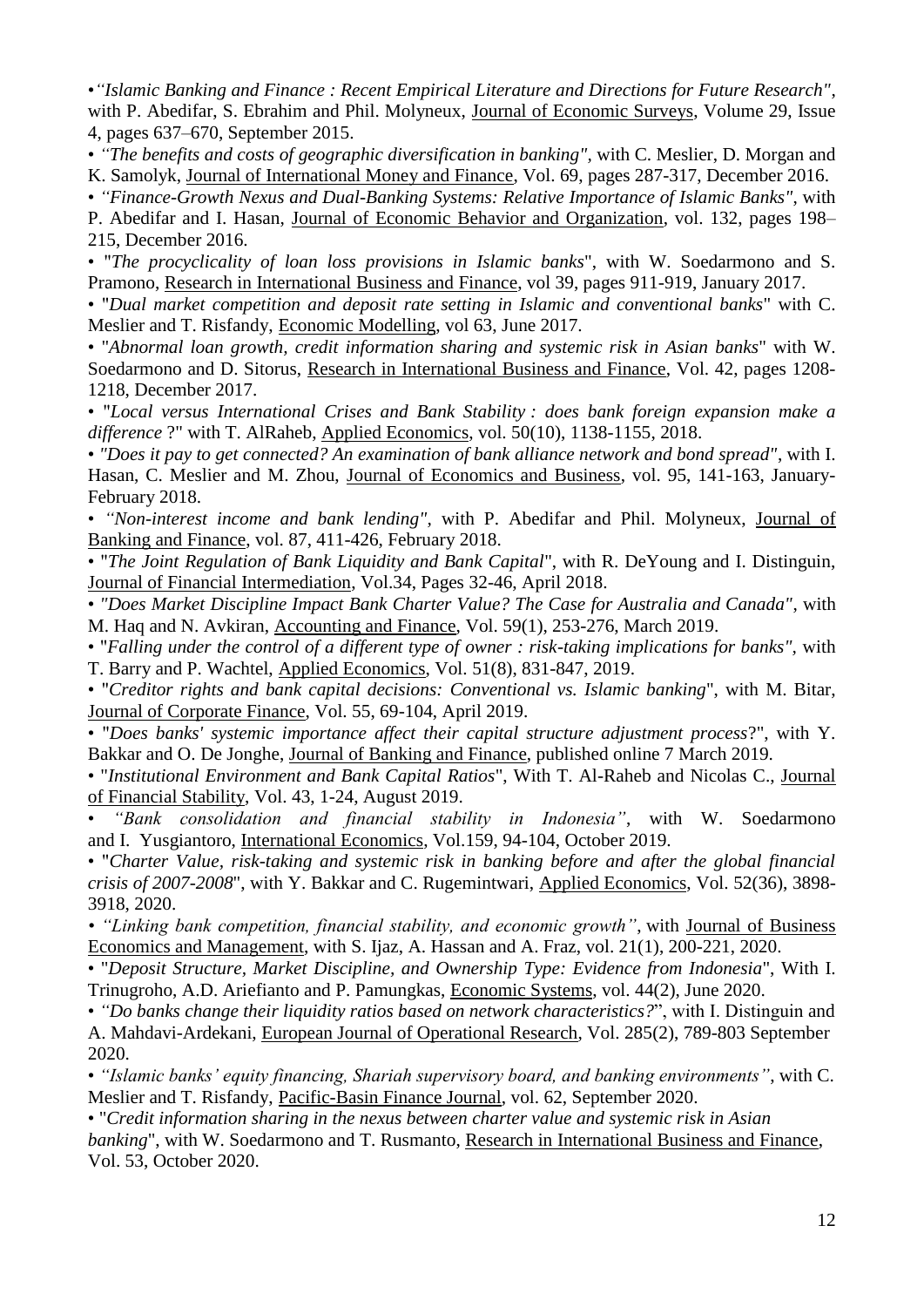- *"Islamic Banking and Finance : Recent Empirical Literature and Directions for Future Research"*, with P. Abedifar, S. Ebrahim and Phil. Molyneux, Journal of Economic Surveys, Volume 29, Issue 4, pages 637–670, September 2015.
- *"The benefits and costs of geographic diversification in banking"*, with C. Meslier, D. Morgan and K. Samolyk, Journal of International Money and Finance, Vol. 69, pages 287-317, December 2016.
- *"Finance-Growth Nexus and Dual-Banking Systems: Relative Importance of Islamic Banks"*, with P. Abedifar and I. Hasan, Journal of Economic Behavior and Organization, vol. 132, pages 198–215, December 2016.
- "*The procyclicality of loan loss provisions in Islamic banks*", with W. Soedarmono and S. Pramono, Research in International Business and Finance, vol 39, pages 911-919, January 2017.
- "*Dual market competition and deposit rate setting in Islamic and conventional banks*" with C. Meslier and T. Risfandy, Economic Modelling, vol 63, June 2017.
- "*Abnormal loan growth, credit information sharing and systemic risk in Asian banks*" with W. Soedarmono and D. Sitorus, Research in International Business and Finance, Vol. 42, pages 1208-1218, December 2017.
- "*Local versus International Crises and Bank Stability : does bank foreign expansion make a difference* ?" with T. AlRaheb, Applied Economics, vol. 50(10), 1138-1155, 2018.
- *"Does it pay to get connected? An examination of bank alliance network and bond spread"*, with I. Hasan, C. Meslier and M. Zhou, Journal of Economics and Business, vol. 95, 141-163, January-February 2018.
- *"Non-interest income and bank lending"*, with P. Abedifar and Phil. Molyneux, Journal of Banking and Finance, vol. 87, 411-426, February 2018.
- "*The Joint Regulation of Bank Liquidity and Bank Capital*", with R. DeYoung and I. Distinguin, Journal of Financial Intermediation, Vol.34, Pages 32-46, April 2018.
- *"Does Market Discipline Impact Bank Charter Value? The Case for Australia and Canada"*, with M. Haq and N. Avkiran, Accounting and Finance, Vol. 59(1), 253-276, March 2019.
- "*Falling under the control of a different type of owner : risk-taking implications for banks"*, with T. Barry and P. Wachtel, Applied Economics, Vol. 51(8), 831-847, 2019.
- "*Creditor rights and bank capital decisions: Conventional vs. Islamic banking*", with M. Bitar, Journal of Corporate Finance, Vol. 55, 69-104, April 2019.
- "*Does banks' systemic importance affect their capital structure adjustment process*?", with Y. Bakkar and O. De Jonghe, Journal of Banking and Finance, published online 7 March 2019.
- "*Institutional Environment and Bank Capital Ratios*", With T. Al-Raheb and Nicolas C., Journal of Financial Stability, Vol. 43, 1-24, August 2019.
- *"Bank consolidation and financial stability in Indonesia"*, with W. Soedarmono and I. Yusgiantoro, International Economics, Vol.159, 94-104, October 2019.
- "*Charter Value, risk-taking and systemic risk in banking before and after the global financial crisis of 2007-2008*", with Y. Bakkar and C. Rugemintwari, Applied Economics, Vol. 52(36), 3898-3918, 2020.
- *"Linking bank competition, financial stability, and economic growth"*, with Journal of Business Economics and Management, with S. Ijaz, A. Hassan and A. Fraz, vol. 21(1), 200-221, 2020.
- "*Deposit Structure, Market Discipline, and Ownership Type: Evidence from Indonesia*", With I. Trinugroho, A.D. Ariefianto and P. Pamungkas, Economic Systems, vol. 44(2), June 2020.
- *"Do banks change their liquidity ratios based on network characteristics?*", with I. Distinguin and A. Mahdavi-Ardekani, European Journal of Operational Research, Vol. 285(2), 789-803 September 2020.
- *"Islamic banks' equity financing, Shariah supervisory board, and banking environments"*, with C. Meslier and T. Risfandy, Pacific-Basin Finance Journal, vol. 62, September 2020.
- "*Credit information sharing in the nexus between charter value and systemic risk in Asian banking*", with W. Soedarmono and T. Rusmanto, Research in International Business and Finance, Vol. 53, October 2020.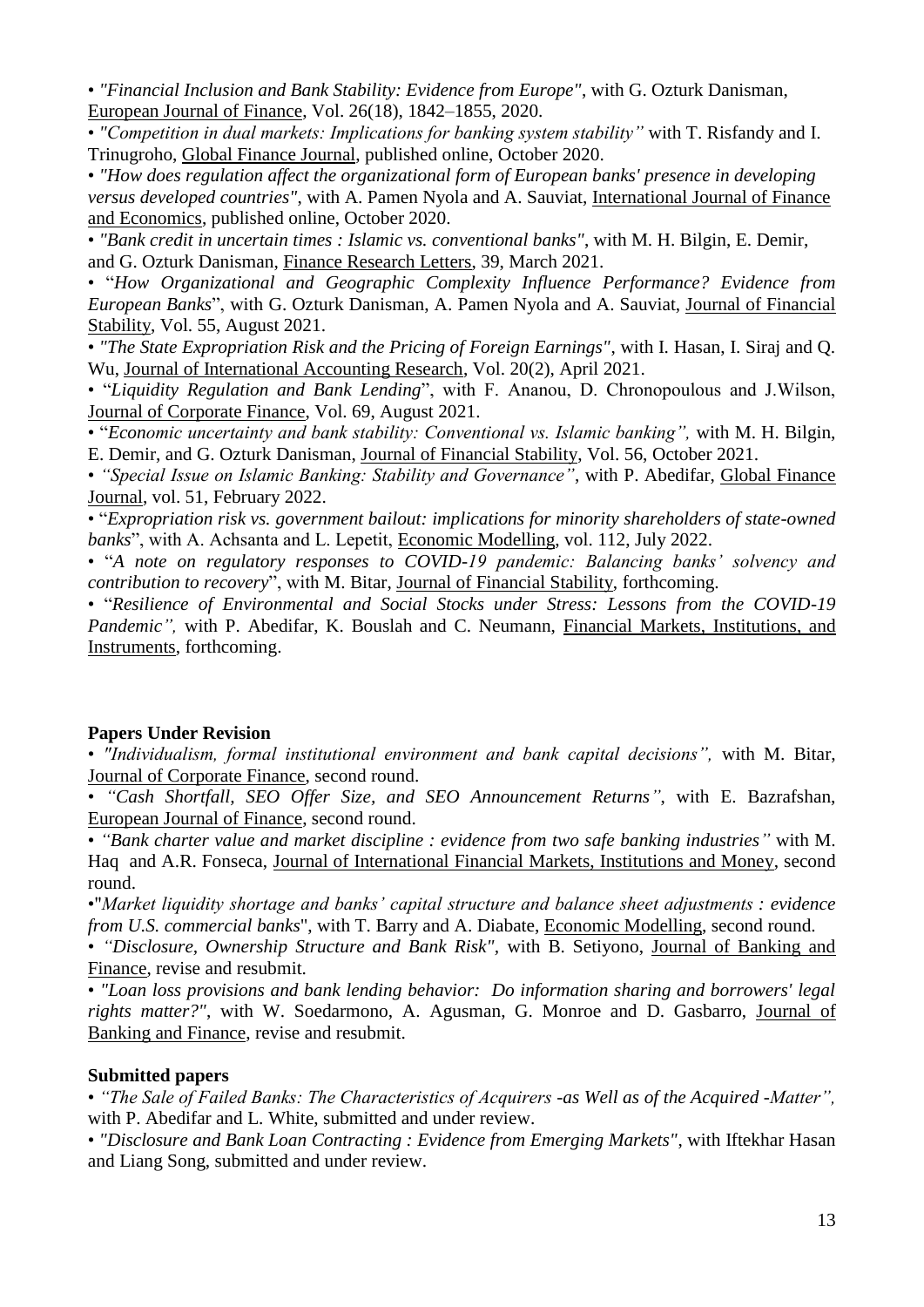- *"Financial Inclusion and Bank Stability: Evidence from Europe"*, with G. Ozturk Danisman, European Journal of Finance, Vol. 26(18), 1842–1855, 2020.
- *"Competition in dual markets: Implications for banking system stability"* with T. Risfandy and I. Trinugroho, Global Finance Journal, published online, October 2020.
- *"How does regulation affect the organizational form of European banks' presence in developing versus developed countries"*, with A. Pamen Nyola and A. Sauviat, International Journal of Finance and Economics, published online, October 2020.
- *"Bank credit in uncertain times : Islamic vs. conventional banks"*, with M. H. Bilgin, E. Demir, and G. Ozturk Danisman, Finance Research Letters, 39, March 2021.
- "*How Organizational and Geographic Complexity Influence Performance? Evidence from European Banks*", with G. Ozturk Danisman, A. Pamen Nyola and A. Sauviat, Journal of Financial Stability, Vol. 55, August 2021.
- *"The State Expropriation Risk and the Pricing of Foreign Earnings"*, with I. Hasan, I. Siraj and Q. Wu, Journal of International Accounting Research, Vol. 20(2), April 2021.
- "*Liquidity Regulation and Bank Lending*", with F. Ananou, D. Chronopoulous and J.Wilson, Journal of Corporate Finance, Vol. 69, August 2021.
- "*Economic uncertainty and bank stability: Conventional vs. Islamic banking",* with M. H. Bilgin, E. Demir, and G. Ozturk Danisman, Journal of Financial Stability, Vol. 56, October 2021.
- *"Special Issue on Islamic Banking: Stability and Governance"*, with P. Abedifar, Global Finance Journal, vol. 51, February 2022.
- "*Expropriation risk vs. government bailout: implications for minority shareholders of state-owned banks*", with A. Achsanta and L. Lepetit, Economic Modelling, vol. 112, July 2022.
- "*A note on regulatory responses to COVID-19 pandemic: Balancing banks' solvency and contribution to recovery*", with M. Bitar, Journal of Financial Stability, forthcoming.
- "*Resilience of Environmental and Social Stocks under Stress: Lessons from the COVID-19 Pandemic",* with P. Abedifar, K. Bouslah and C. Neumann, Financial Markets, Institutions, and Instruments, forthcoming.

**Papers Under Revision**

- *"Individualism, formal institutional environment and bank capital decisions",* with M. Bitar, Journal of Corporate Finance, second round.
- *"Cash Shortfall, SEO Offer Size, and SEO Announcement Returns"*, with E. Bazrafshan, European Journal of Finance, second round.
- *"Bank charter value and market discipline : evidence from two safe banking industries"* with M. Haq and A.R. Fonseca, Journal of International Financial Markets, Institutions and Money, second round.
- "*Market liquidity shortage and banks' capital structure and balance sheet adjustments : evidence from U.S. commercial banks*", with T. Barry and A. Diabate, Economic Modelling, second round.
- *"Disclosure, Ownership Structure and Bank Risk"*, with B. Setiyono, Journal of Banking and Finance, revise and resubmit.
- *"Loan loss provisions and bank lending behavior: Do information sharing and borrowers' legal rights matter?"*, with W. Soedarmono, A. Agusman, G. Monroe and D. Gasbarro, Journal of Banking and Finance, revise and resubmit.

**Submitted papers**

- *"The Sale of Failed Banks: The Characteristics of Acquirers -as Well as of the Acquired -Matter",* with P. Abedifar and L. White, submitted and under review.
- *"Disclosure and Bank Loan Contracting : Evidence from Emerging Markets"*, with Iftekhar Hasan and Liang Song, submitted and under review.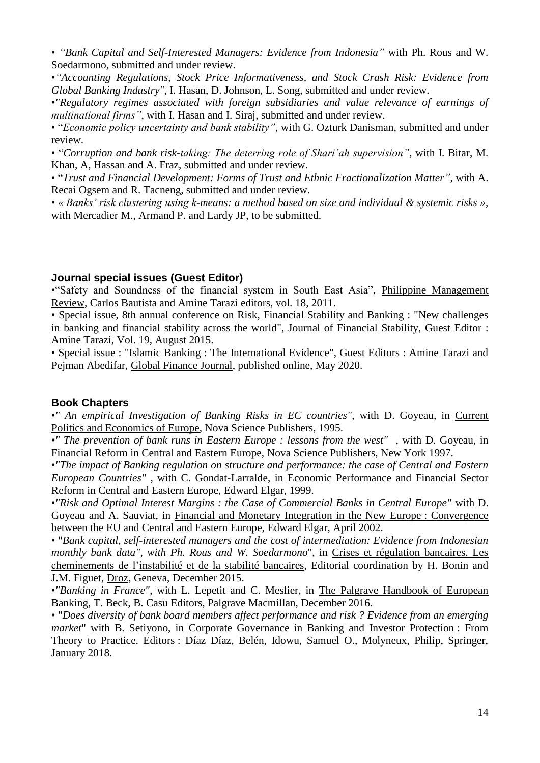- *"Bank Capital and Self-Interested Managers: Evidence from Indonesia"* with Ph. Rous and W. Soedarmono, submitted and under review.
- *"Accounting Regulations, Stock Price Informativeness, and Stock Crash Risk: Evidence from Global Banking Industry"*, I. Hasan, D. Johnson, L. Song, submitted and under review.
- *"Regulatory regimes associated with foreign subsidiaries and value relevance of earnings of multinational firms"*, with I. Hasan and I. Siraj, submitted and under review.
- "*Economic policy uncertainty and bank stability"*, with G. Ozturk Danisman, submitted and under review.
- "*Corruption and bank risk-taking: The deterring role of Shari'ah supervision"*, with I. Bitar, M. Khan, A, Hassan and A. Fraz, submitted and under review.
- "*Trust and Financial Development: Forms of Trust and Ethnic Fractionalization Matter"*, with A. Recai Ogsem and R. Tacneng, submitted and under review.
- *« Banks' risk clustering using k-means: a method based on size and individual & systemic risks »*, with Mercadier M., Armand P. and Lardy JP, to be submitted.

### Journal special issues (Guest Editor)

- "Safety and Soundness of the financial system in South East Asia", Philippine Management Review, Carlos Bautista and Amine Tarazi editors, vol. 18, 2011.
- Special issue, 8th annual conference on Risk, Financial Stability and Banking : "New challenges in banking and financial stability across the world", Journal of Financial Stability, Guest Editor : Amine Tarazi, Vol. 19, August 2015.
- Special issue : "Islamic Banking : The International Evidence", Guest Editors : Amine Tarazi and Pejman Abedifar, Global Finance Journal, published online, May 2020.

### Book Chapters

- *" An empirical Investigation of Banking Risks in EC countries"*, with D. Goyeau, in Current Politics and Economics of Europe, Nova Science Publishers, 1995.
- *" The prevention of bank runs in Eastern Europe : lessons from the west"* , with D. Goyeau, in Financial Reform in Central and Eastern Europe, Nova Science Publishers, New York 1997.
- *"The impact of Banking regulation on structure and performance: the case of Central and Eastern European Countries"* , with C. Gondat-Larralde, in Economic Performance and Financial Sector Reform in Central and Eastern Europe, Edward Elgar, 1999.
- *"Risk and Optimal Interest Margins : the Case of Commercial Banks in Central Europe"* with D. Goyeau and A. Sauviat, in Financial and Monetary Integration in the New Europe : Convergence between the EU and Central and Eastern Europe, Edward Elgar, April 2002.
- "*Bank capital, self-interested managers and the cost of intermediation: Evidence from Indonesian monthly bank data", with Ph. Rous and W. Soedarmono*", in Crises et régulation bancaires. Les cheminements de l'instabilité et de la stabilité bancaires, Editorial coordination by H. Bonin and J.M. Figuet, Droz, Geneva, December 2015.
- *"Banking in France"*, with L. Lepetit and C. Meslier, in The Palgrave Handbook of European Banking, T. Beck, B. Casu Editors, Palgrave Macmillan, December 2016.
- "*Does diversity of bank board members affect performance and risk ? Evidence from an emerging market*" with B. Setiyono, in Corporate Governance in Banking and Investor Protection : From Theory to Practice. Editors : Díaz Díaz, Belén, Idowu, Samuel O., Molyneux, Philip, Springer, January 2018.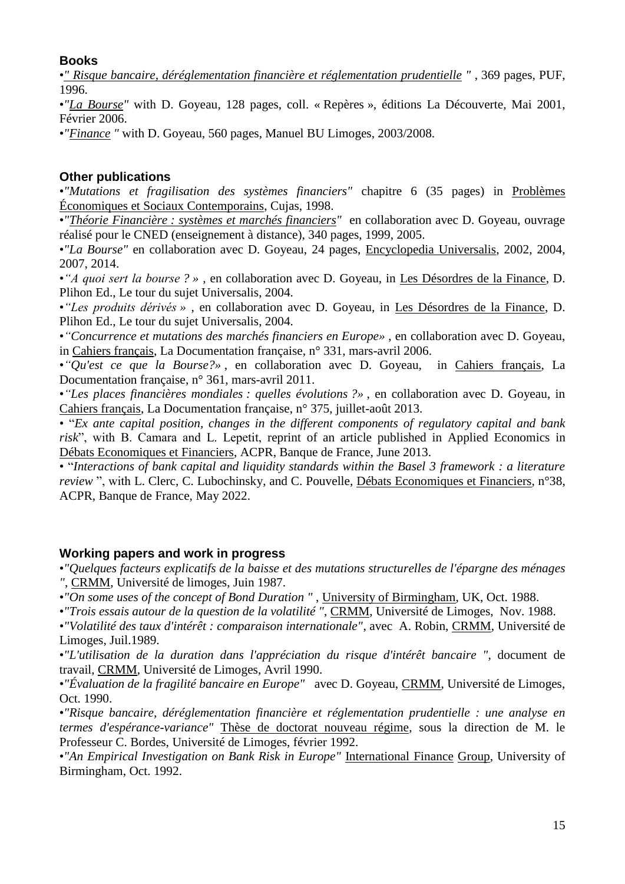### Books

•*" Risque bancaire, déréglementation financière et réglementation prudentielle "* , 369 pages, PUF, 1996.

•*"La Bourse"* with D. Goyeau, 128 pages, coll. « Repères », éditions La Découverte, Mai 2001, Février 2006.

•*"Finance "* with D. Goyeau, 560 pages, Manuel BU Limoges, 2003/2008.

### Other publications

•*"Mutations et fragilisation des systèmes financiers"* chapitre 6 (35 pages) in Problèmes Économiques et Sociaux Contemporains, Cujas, 1998.

•*"Théorie Financière : systèmes et marchés financiers"* en collaboration avec D. Goyeau, ouvrage réalisé pour le CNED (enseignement à distance), 340 pages, 1999, 2005.

•*"La Bourse"* en collaboration avec D. Goyeau, 24 pages, Encyclopedia Universalis, 2002, 2004, 2007, 2014.

•*"A quoi sert la bourse ? »* , en collaboration avec D. Goyeau, in Les Désordres de la Finance, D. Plihon Ed., Le tour du sujet Universalis, 2004.

•*"Les produits dérivés »* , en collaboration avec D. Goyeau, in Les Désordres de la Finance, D. Plihon Ed., Le tour du sujet Universalis, 2004.

•*"Concurrence et mutations des marchés financiers en Europe»* , en collaboration avec D. Goyeau, in Cahiers français, La Documentation française, n° 331, mars-avril 2006.

•*"Qu'est ce que la Bourse?»* , en collaboration avec D. Goyeau, in Cahiers français, La Documentation française, n° 361, mars-avril 2011.

•*"Les places financières mondiales : quelles évolutions ?»* , en collaboration avec D. Goyeau, in Cahiers français, La Documentation française, n° 375, juillet-août 2013.

• "*Ex ante capital position, changes in the different components of regulatory capital and bank risk*", with B. Camara and L. Lepetit, reprint of an article published in Applied Economics in Débats Economiques et Financiers, ACPR, Banque de France, June 2013.

• "*Interactions of bank capital and liquidity standards within the Basel 3 framework : a literature review* ", with L. Clerc, C. Lubochinsky, and C. Pouvelle, Débats Economiques et Financiers, n°38, ACPR, Banque de France, May 2022.

### Working papers and work in progress

•*"Quelques facteurs explicatifs de la baisse et des mutations structurelles de l'épargne des ménages "*, CRMM, Université de limoges, Juin 1987.

•*"On some uses of the concept of Bond Duration "* , University of Birmingham, UK, Oct. 1988.

•*"Trois essais autour de la question de la volatilité "*, CRMM, Université de Limoges, Nov. 1988.

•*"Volatilité des taux d'intérêt : comparaison internationale"*, avec A. Robin, CRMM, Université de Limoges, Juil.1989.

•*"L'utilisation de la duration dans l'appréciation du risque d'intérêt bancaire "*, document de travail, CRMM, Université de Limoges, Avril 1990.

•*"Évaluation de la fragilité bancaire en Europe"* avec D. Goyeau, CRMM, Université de Limoges, Oct. 1990.

•*"Risque bancaire, déréglementation financière et réglementation prudentielle : une analyse en termes d'espérance-variance"* Thèse de doctorat nouveau régime, sous la direction de M. le Professeur C. Bordes, Université de Limoges, février 1992.

•*"An Empirical Investigation on Bank Risk in Europe"* International Finance Group, University of Birmingham, Oct. 1992.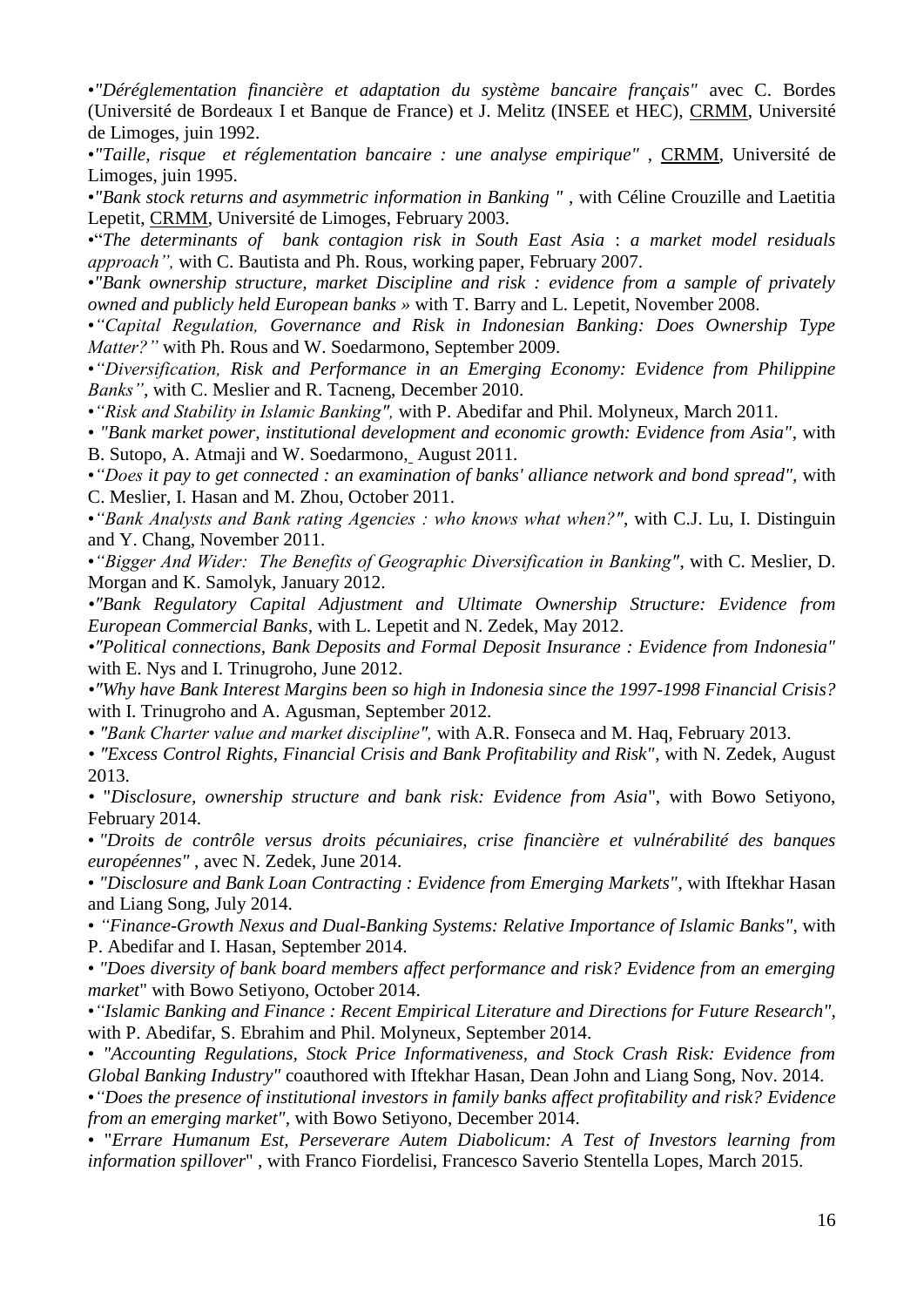•*"Déréglementation financière et adaptation du système bancaire français"* avec C. Bordes (Université de Bordeaux I et Banque de France) et J. Melitz (INSEE et HEC), CRMM, Université de Limoges, juin 1992.

•*"Taille, risque et réglementation bancaire : une analyse empirique"* , CRMM, Université de Limoges, juin 1995.

•*"Bank stock returns and asymmetric information in Banking "* , with Céline Crouzille and Laetitia Lepetit, CRMM, Université de Limoges, February 2003.

•*"The determinants of bank contagion risk in South East Asia : a market model residuals approach",* with C. Bautista and Ph. Rous, working paper, February 2007.

•*"Bank ownership structure, market Discipline and risk : evidence from a sample of privately owned and publicly held European banks »* with T. Barry and L. Lepetit, November 2008.

•*"Capital Regulation, Governance and Risk in Indonesian Banking: Does Ownership Type Matter?"* with Ph. Rous and W. Soedarmono, September 2009.

•*"Diversification, Risk and Performance in an Emerging Economy: Evidence from Philippine Banks"*, with C. Meslier and R. Tacneng, December 2010.

•*"Risk and Stability in Islamic Banking",* with P. Abedifar and Phil. Molyneux, March 2011.

• *"Bank market power, institutional development and economic growth: Evidence from Asia"*, with B. Sutopo, A. Atmaji and W. Soedarmono, August 2011.

•*"Does it pay to get connected : an examination of banks' alliance network and bond spread",* with C. Meslier, I. Hasan and M. Zhou, October 2011.

•*"Bank Analysts and Bank rating Agencies : who knows what when?"*, with C.J. Lu, I. Distinguin and Y. Chang, November 2011.

•*"Bigger And Wider: The Benefits of Geographic Diversification in Banking"*, with C. Meslier, D. Morgan and K. Samolyk, January 2012.

•*"Bank Regulatory Capital Adjustment and Ultimate Ownership Structure: Evidence from European Commercial Banks*, with L. Lepetit and N. Zedek, May 2012.

•*"Political connections, Bank Deposits and Formal Deposit Insurance : Evidence from Indonesia"* with E. Nys and I. Trinugroho, June 2012.

•*"Why have Bank Interest Margins been so high in Indonesia since the 1997-1998 Financial Crisis?* with I. Trinugroho and A. Agusman, September 2012.

• *"Bank Charter value and market discipline",* with A.R. Fonseca and M. Haq, February 2013.

• *"Excess Control Rights, Financial Crisis and Bank Profitability and Risk"*, with N. Zedek, August 2013.

• "*Disclosure, ownership structure and bank risk: Evidence from Asia*", with Bowo Setiyono, February 2014.

• *"Droits de contrôle versus droits pécuniaires, crise financière et vulnérabilité des banques européennes"* , avec N. Zedek, June 2014.

• *"Disclosure and Bank Loan Contracting : Evidence from Emerging Markets"*, with Iftekhar Hasan and Liang Song, July 2014.

• *"Finance-Growth Nexus and Dual-Banking Systems: Relative Importance of Islamic Banks"*, with P. Abedifar and I. Hasan, September 2014.

• *"Does diversity of bank board members affect performance and risk? Evidence from an emerging market*" with Bowo Setiyono, October 2014.

•*"Islamic Banking and Finance : Recent Empirical Literature and Directions for Future Research"*, with P. Abedifar, S. Ebrahim and Phil. Molyneux, September 2014.

• *"Accounting Regulations, Stock Price Informativeness, and Stock Crash Risk: Evidence from Global Banking Industry"* coauthored with Iftekhar Hasan, Dean John and Liang Song, Nov. 2014.

•*"Does the presence of institutional investors in family banks affect profitability and risk? Evidence from an emerging market"*, with Bowo Setiyono, December 2014.

• "*Errare Humanum Est, Perseverare Autem Diabolicum: A Test of Investors learning from information spillover*" , with Franco Fiordelisi, Francesco Saverio Stentella Lopes, March 2015.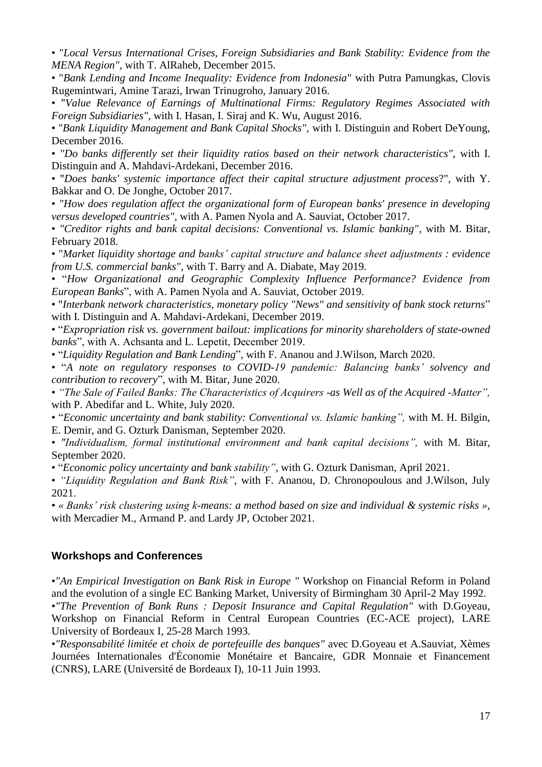• "*Local Versus International Crises, Foreign Subsidiaries and Bank Stability: Evidence from the MENA Region"*, with T. AlRaheb, December 2015.

• "*Bank Lending and Income Inequality: Evidence from Indonesia*" with Putra Pamungkas, Clovis Rugemintwari, Amine Tarazi, Irwan Trinugroho, January 2016.

• "*Value Relevance of Earnings of Multinational Firms: Regulatory Regimes Associated with Foreign Subsidiaries"*, with I. Hasan, I. Siraj and K. Wu, August 2016.

• "*Bank Liquidity Management and Bank Capital Shocks"*, with I. Distinguin and Robert DeYoung, December 2016.

• *"Do banks differently set their liquidity ratios based on their network characteristics"*, with I. Distinguin and A. Mahdavi-Ardekani, December 2016.

• "*Does banks' systemic importance affect their capital structure adjustment process*?", with Y. Bakkar and O. De Jonghe, October 2017.

• *"How does regulation affect the organizational form of European banks' presence in developing versus developed countries"*, with A. Pamen Nyola and A. Sauviat, October 2017.

• *"Creditor rights and bank capital decisions: Conventional vs. Islamic banking"*, with M. Bitar, February 2018.

• "*Market liquidity shortage and banks' capital structure and balance sheet adjustments : evidence from U.S. commercial banks"*, with T. Barry and A. Diabate, May 2019.

• "*How Organizational and Geographic Complexity Influence Performance? Evidence from European Banks*", with A. Pamen Nyola and A. Sauviat, October 2019.

• "*Interbank network characteristics, monetary policy "News" and sensitivity of bank stock returns*" with I. Distinguin and A. Mahdavi-Ardekani, December 2019.

• "*Expropriation risk vs. government bailout: implications for minority shareholders of state-owned banks*", with A. Achsanta and L. Lepetit, December 2019.

• "*Liquidity Regulation and Bank Lending*", with F. Ananou and J.Wilson, March 2020.

• "*A note on regulatory responses to COVID-19 pandemic: Balancing banks' solvency and contribution to recovery*", with M. Bitar, June 2020.

• *"The Sale of Failed Banks: The Characteristics of Acquirers -as Well as of the Acquired -Matter",* with P. Abedifar and L. White, July 2020.

• "*Economic uncertainty and bank stability: Conventional vs. Islamic banking",* with M. H. Bilgin, E. Demir, and G. Ozturk Danisman, September 2020.

• *"Individualism, formal institutional environment and bank capital decisions",* with M. Bitar, September 2020.

• "*Economic policy uncertainty and bank stability"*, with G. Ozturk Danisman, April 2021.

• *"Liquidity Regulation and Bank Risk"*, with F. Ananou, D. Chronopoulous and J.Wilson, July 2021.

• *« Banks' risk clustering using k-means: a method based on size and individual & systemic risks »*, with Mercadier M., Armand P. and Lardy JP, October 2021.

### Workshops and Conferences

•*"An Empirical Investigation on Bank Risk in Europe "* Workshop on Financial Reform in Poland and the evolution of a single EC Banking Market, University of Birmingham 30 April-2 May 1992.

•*"The Prevention of Bank Runs : Deposit Insurance and Capital Regulation"* with D.Goyeau, Workshop on Financial Reform in Central European Countries (EC-ACE project), LARE University of Bordeaux I, 25-28 March 1993.

•*"Responsabilité limitée et choix de portefeuille des banques"* avec D.Goyeau et A.Sauviat, Xèmes Journées Internationales d'Économie Monétaire et Bancaire, GDR Monnaie et Financement (CNRS), LARE (Université de Bordeaux I), 10-11 Juin 1993.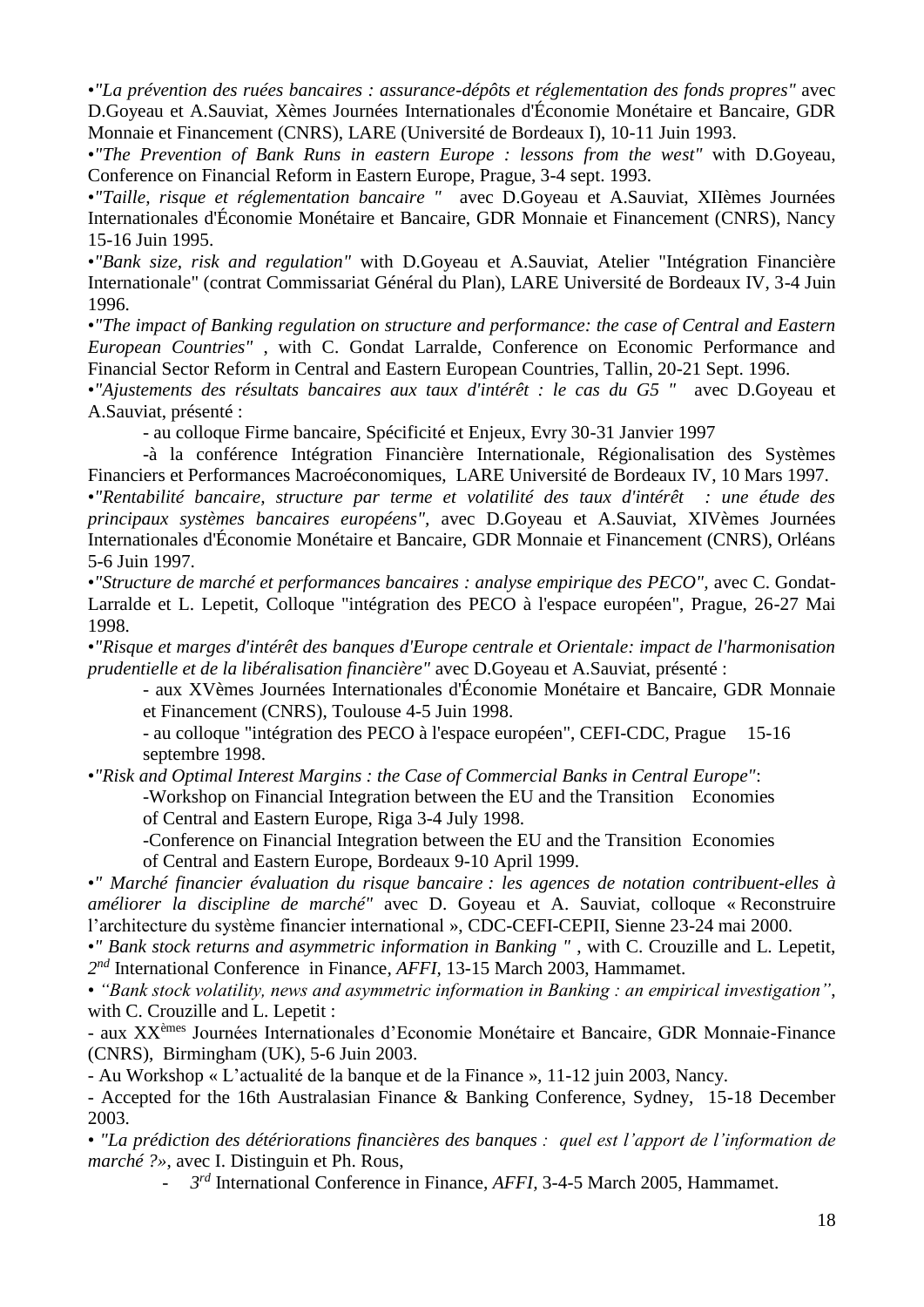•*"La prévention des ruées bancaires : assurance-dépôts et réglementation des fonds propres"* avec D.Goyeau et A.Sauviat, Xèmes Journées Internationales d'Économie Monétaire et Bancaire, GDR Monnaie et Financement (CNRS), LARE (Université de Bordeaux I), 10-11 Juin 1993.

•*"The Prevention of Bank Runs in eastern Europe : lessons from the west"* with D.Goyeau, Conference on Financial Reform in Eastern Europe, Prague, 3-4 sept. 1993.

•*"Taille, risque et réglementation bancaire "* avec D.Goyeau et A.Sauviat, XIIèmes Journées Internationales d'Économie Monétaire et Bancaire, GDR Monnaie et Financement (CNRS), Nancy 15-16 Juin 1995.

•*"Bank size, risk and regulation"* with D.Goyeau et A.Sauviat, Atelier "Intégration Financière Internationale" (contrat Commissariat Général du Plan), LARE Université de Bordeaux IV, 3-4 Juin 1996.

•*"The impact of Banking regulation on structure and performance: the case of Central and Eastern European Countries"* , with C. Gondat Larralde, Conference on Economic Performance and Financial Sector Reform in Central and Eastern European Countries, Tallin, 20-21 Sept. 1996.

•*"Ajustements des résultats bancaires aux taux d'intérêt : le cas du G5 "* avec D.Goyeau et A.Sauviat, présenté :

- au colloque Firme bancaire, Spécificité et Enjeux, Evry 30-31 Janvier 1997
- à la conférence Intégration Financière Internationale, Régionalisation des Systèmes Financiers et Performances Macroéconomiques, LARE Université de Bordeaux IV, 10 Mars 1997.

•*"Rentabilité bancaire, structure par terme et volatilité des taux d'intérêt : une étude des principaux systèmes bancaires européens"*, avec D.Goyeau et A.Sauviat, XIVèmes Journées Internationales d'Économie Monétaire et Bancaire, GDR Monnaie et Financement (CNRS), Orléans 5-6 Juin 1997.

•*"Structure de marché et performances bancaires : analyse empirique des PECO"*, avec C. Gondat-Larralde et L. Lepetit, Colloque "intégration des PECO à l'espace européen", Prague, 26-27 Mai 1998.

•*"Risque et marges d'intérêt des banques d'Europe centrale et Orientale: impact de l'harmonisation prudentielle et de la libéralisation financière"* avec D.Goyeau et A.Sauviat, présenté :

- aux XVèmes Journées Internationales d'Économie Monétaire et Bancaire, GDR Monnaie et Financement (CNRS), Toulouse 4-5 Juin 1998.
- au colloque "intégration des PECO à l'espace européen", CEFI-CDC, Prague 15-16 septembre 1998.

•*"Risk and Optimal Interest Margins : the Case of Commercial Banks in Central Europe"*:

- Workshop on Financial Integration between the EU and the Transition Economies of Central and Eastern Europe, Riga 3-4 July 1998.
- Conference on Financial Integration between the EU and the Transition Economies of Central and Eastern Europe, Bordeaux 9-10 April 1999.

•*" Marché financier évaluation du risque bancaire : les agences de notation contribuent-elles à améliorer la discipline de marché"* avec D. Goyeau et A. Sauviat, colloque « Reconstruire l'architecture du système financier international », CDC-CEFI-CEPII, Sienne 23-24 mai 2000.

•*" Bank stock returns and asymmetric information in Banking "* , with C. Crouzille and L. Lepetit, 2nd International Conference in Finance, *AFFI*, 13-15 March 2003, Hammamet.

• *"Bank stock volatility, news and asymmetric information in Banking : an empirical investigation"*, with C. Crouzille and L. Lepetit :

- aux XXèmes Journées Internationales d'Economie Monétaire et Bancaire, GDR Monnaie-Finance (CNRS), Birmingham (UK), 5-6 Juin 2003.
- Au Workshop « L'actualité de la banque et de la Finance », 11-12 juin 2003, Nancy.
- Accepted for the 16th Australasian Finance & Banking Conference, Sydney, 15-18 December 2003.

• *"La prédiction des détériorations financières des banques : quel est l'apport de l'information de marché ?»*, avec I. Distinguin et Ph. Rous,

- 3rd International Conference in Finance, *AFFI*, 3-4-5 March 2005, Hammamet.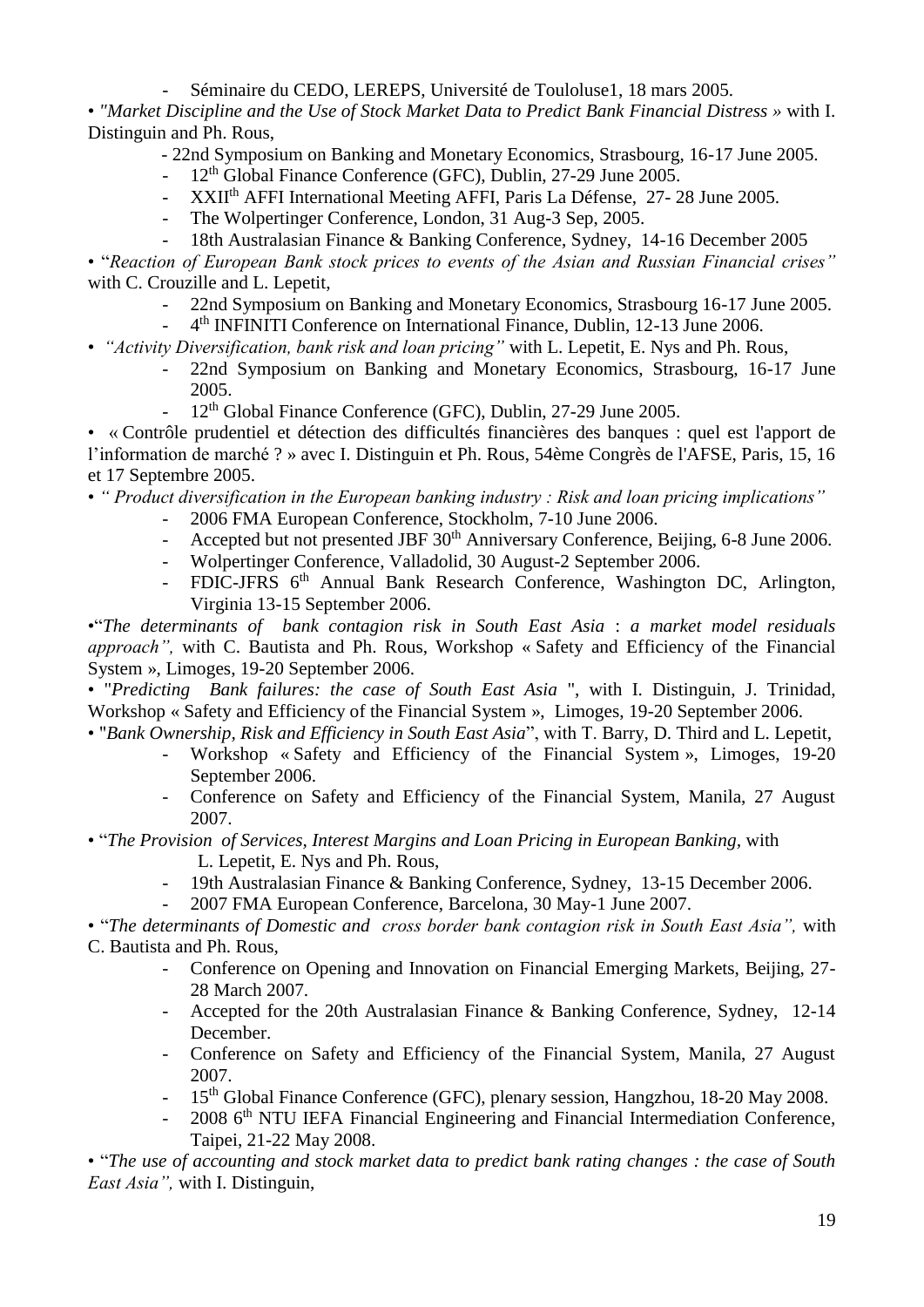- Séminaire du CEDO, LEREPS, Université de Toulouluse1, 18 mars 2005.

• *"Market Discipline and the Use of Stock Market Data to Predict Bank Financial Distress »* with I. Distinguin and Ph. Rous,

- 22nd Symposium on Banking and Monetary Economics, Strasbourg, 16-17 June 2005.
- 12th Global Finance Conference (GFC), Dublin, 27-29 June 2005.
- XXIIth AFFI International Meeting AFFI, Paris La Défense, 27- 28 June 2005.
- The Wolpertinger Conference, London, 31 Aug-3 Sep, 2005.
- 18th Australasian Finance & Banking Conference, Sydney, 14-16 December 2005

• "*Reaction of European Bank stock prices to events of the Asian and Russian Financial crises"* with C. Crouzille and L. Lepetit,

- 22nd Symposium on Banking and Monetary Economics, Strasbourg 16-17 June 2005.
- 4th INFINITI Conference on International Finance, Dublin, 12-13 June 2006.

• *"Activity Diversification, bank risk and loan pricing"* with L. Lepetit, E. Nys and Ph. Rous,

- 22nd Symposium on Banking and Monetary Economics, Strasbourg, 16-17 June 2005.
- 12th Global Finance Conference (GFC), Dublin, 27-29 June 2005.

• « Contrôle prudentiel et détection des difficultés financières des banques : quel est l'apport de l'information de marché ? » avec I. Distinguin et Ph. Rous, 54ème Congrès de l'AFSE, Paris, 15, 16 et 17 Septembre 2005.

• *" Product diversification in the European banking industry : Risk and loan pricing implications"*

- 2006 FMA European Conference, Stockholm, 7-10 June 2006.
- Accepted but not presented JBF 30th Anniversary Conference, Beijing, 6-8 June 2006.
- Wolpertinger Conference, Valladolid, 30 August-2 September 2006.
- FDIC-JFRS 6th Annual Bank Research Conference, Washington DC, Arlington, Virginia 13-15 September 2006.

•"*The determinants of bank contagion risk in South East Asia* : *a market model residuals approach",* with C. Bautista and Ph. Rous, Workshop « Safety and Efficiency of the Financial System », Limoges, 19-20 September 2006.

• "*Predicting Bank failures: the case of South East Asia* ", with I. Distinguin, J. Trinidad, Workshop « Safety and Efficiency of the Financial System », Limoges, 19-20 September 2006.

• "*Bank Ownership, Risk and Efficiency in South East Asia*", with T. Barry, D. Third and L. Lepetit,

- Workshop « Safety and Efficiency of the Financial System », Limoges, 19-20 September 2006.
- Conference on Safety and Efficiency of the Financial System, Manila, 27 August 2007.

• "*The Provision of Services, Interest Margins and Loan Pricing in European Banking,* with L. Lepetit, E. Nys and Ph. Rous,

- 19th Australasian Finance & Banking Conference, Sydney, 13-15 December 2006.
- 2007 FMA European Conference, Barcelona, 30 May-1 June 2007.

• "*The determinants of Domestic and cross border bank contagion risk in South East Asia",* with C. Bautista and Ph. Rous,

- Conference on Opening and Innovation on Financial Emerging Markets, Beijing, 27-28 March 2007.
- Accepted for the 20th Australasian Finance & Banking Conference, Sydney, 12-14 December.
- Conference on Safety and Efficiency of the Financial System, Manila, 27 August 2007.
- 15th Global Finance Conference (GFC), plenary session, Hangzhou, 18-20 May 2008.
- 2008 6th NTU IEFA Financial Engineering and Financial Intermediation Conference, Taipei, 21-22 May 2008.

• "*The use of accounting and stock market data to predict bank rating changes : the case of South East Asia",* with I. Distinguin,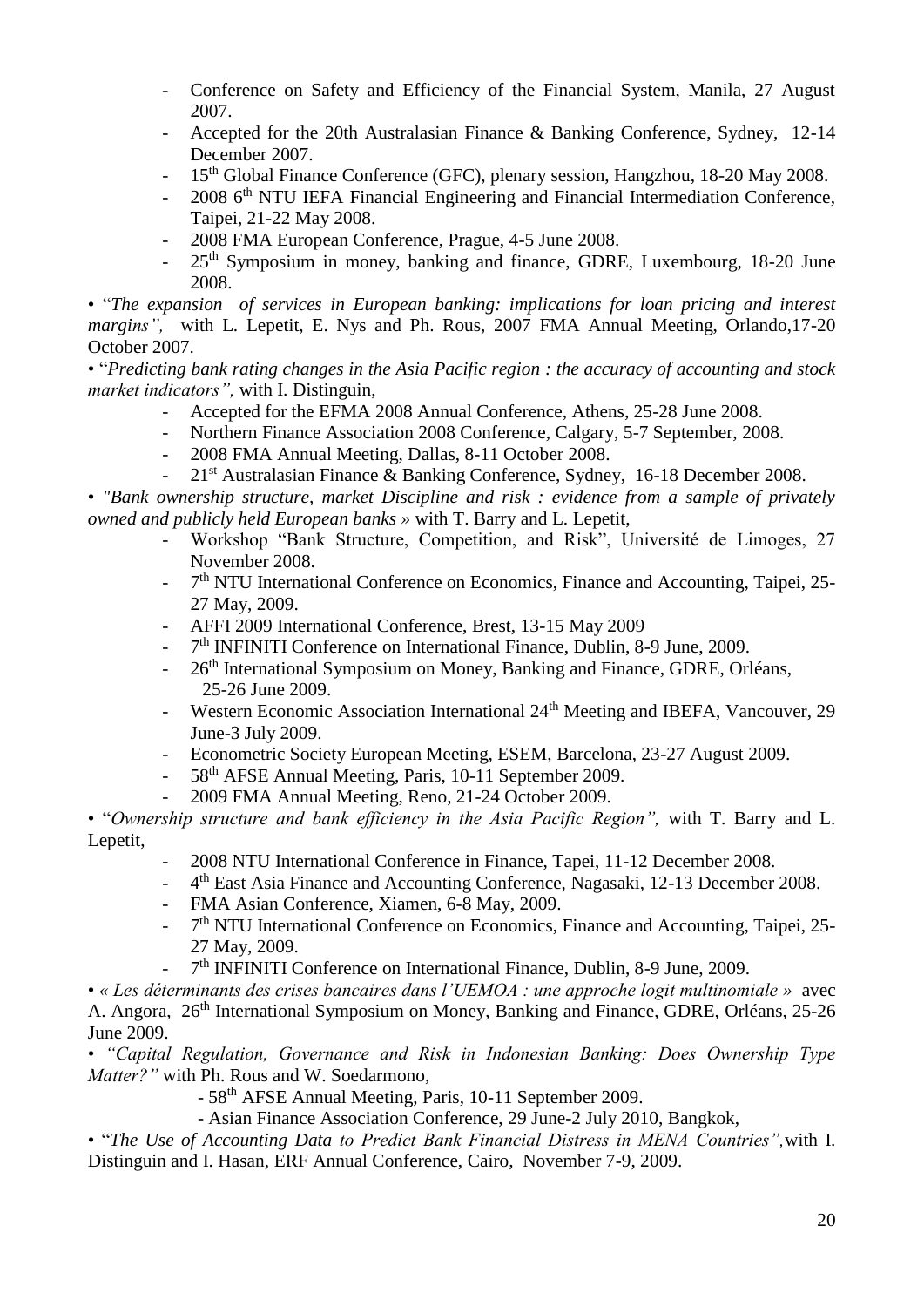- Conference on Safety and Efficiency of the Financial System, Manila, 27 August 2007.
- Accepted for the 20th Australasian Finance & Banking Conference, Sydney, 12-14 December 2007.
- 15th Global Finance Conference (GFC), plenary session, Hangzhou, 18-20 May 2008.
- 2008 6th NTU IEFA Financial Engineering and Financial Intermediation Conference, Taipei, 21-22 May 2008.
- 2008 FMA European Conference, Prague, 4-5 June 2008.
- 25th Symposium in money, banking and finance, GDRE, Luxembourg, 18-20 June 2008.

• "*The expansion of services in European banking: implications for loan pricing and interest margins",* with L. Lepetit, E. Nys and Ph. Rous, 2007 FMA Annual Meeting, Orlando,17-20 October 2007.

• "*Predicting bank rating changes in the Asia Pacific region : the accuracy of accounting and stock market indicators",* with I. Distinguin,

- Accepted for the EFMA 2008 Annual Conference, Athens, 25-28 June 2008.
- Northern Finance Association 2008 Conference, Calgary, 5-7 September, 2008.
- 2008 FMA Annual Meeting, Dallas, 8-11 October 2008.
- 21st Australasian Finance & Banking Conference, Sydney, 16-18 December 2008.

• *"Bank ownership structure, market Discipline and risk : evidence from a sample of privately owned and publicly held European banks »* with T. Barry and L. Lepetit,

- Workshop "Bank Structure, Competition, and Risk", Université de Limoges, 27 November 2008.
- 7th NTU International Conference on Economics, Finance and Accounting, Taipei, 25-27 May, 2009.
- AFFI 2009 International Conference, Brest, 13-15 May 2009
- 7th INFINITI Conference on International Finance, Dublin, 8-9 June, 2009.
- 26th International Symposium on Money, Banking and Finance, GDRE, Orléans, 25-26 June 2009.
- Western Economic Association International 24th Meeting and IBEFA, Vancouver, 29 June-3 July 2009.
- Econometric Society European Meeting, ESEM, Barcelona, 23-27 August 2009.
- 58th AFSE Annual Meeting, Paris, 10-11 September 2009.
- 2009 FMA Annual Meeting, Reno, 21-24 October 2009.

• "*Ownership structure and bank efficiency in the Asia Pacific Region",* with T. Barry and L. Lepetit,

- 2008 NTU International Conference in Finance, Tapei, 11-12 December 2008.
- 4th East Asia Finance and Accounting Conference, Nagasaki, 12-13 December 2008.
- FMA Asian Conference, Xiamen, 6-8 May, 2009.
- 7th NTU International Conference on Economics, Finance and Accounting, Taipei, 25-27 May, 2009.
- 7th INFINITI Conference on International Finance, Dublin, 8-9 June, 2009.

• *« Les déterminants des crises bancaires dans l'UEMOA : une approche logit multinomiale »* avec A. Angora, 26th International Symposium on Money, Banking and Finance, GDRE, Orléans, 25-26 June 2009.

• *"Capital Regulation, Governance and Risk in Indonesian Banking: Does Ownership Type Matter?"* with Ph. Rous and W. Soedarmono,

- 58th AFSE Annual Meeting, Paris, 10-11 September 2009.
- Asian Finance Association Conference, 29 June-2 July 2010, Bangkok,

• "*The Use of Accounting Data to Predict Bank Financial Distress in MENA Countries",*with I. Distinguin and I. Hasan, ERF Annual Conference, Cairo, November 7-9, 2009.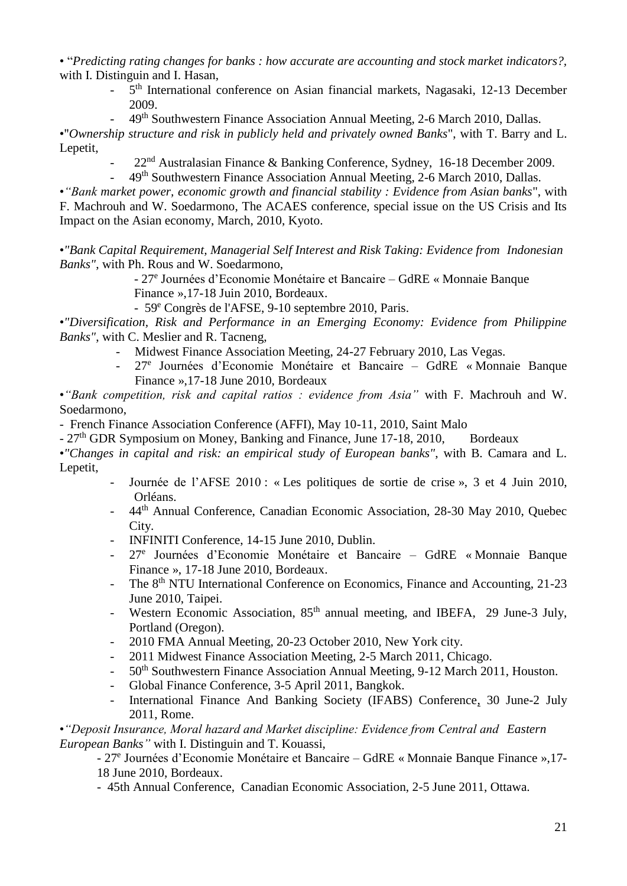• "*Predicting rating changes for banks : how accurate are accounting and stock market indicators?*, with I. Distinguin and I. Hasan,

- 5th International conference on Asian financial markets, Nagasaki, 12-13 December 2009.
- 49th Southwestern Finance Association Annual Meeting, 2-6 March 2010, Dallas.

•"*Ownership structure and risk in publicly held and privately owned Banks*", with T. Barry and L. Lepetit,

- 22nd Australasian Finance & Banking Conference, Sydney, 16-18 December 2009.
- 49th Southwestern Finance Association Annual Meeting, 2-6 March 2010, Dallas.

•*"Bank market power, economic growth and financial stability : Evidence from Asian banks*", with F. Machrouh and W. Soedarmono, The ACAES conference, special issue on the US Crisis and Its Impact on the Asian economy, March, 2010, Kyoto.

•*"Bank Capital Requirement, Managerial Self Interest and Risk Taking: Evidence from Indonesian Banks"*, with Ph. Rous and W. Soedarmono,

- 27e Journées d'Economie Monétaire et Bancaire – GdRE « Monnaie Banque Finance »,17-18 Juin 2010, Bordeaux.
- 59e Congrès de l'AFSE, 9-10 septembre 2010, Paris.

•*"Diversification, Risk and Performance in an Emerging Economy: Evidence from Philippine Banks"*, with C. Meslier and R. Tacneng,

- Midwest Finance Association Meeting, 24-27 February 2010, Las Vegas.
- 27e Journées d'Economie Monétaire et Bancaire – GdRE « Monnaie Banque Finance »,17-18 June 2010, Bordeaux

•*"Bank competition, risk and capital ratios : evidence from Asia"* with F. Machrouh and W. Soedarmono,

- French Finance Association Conference (AFFI), May 10-11, 2010, Saint Malo
- 27th GDR Symposium on Money, Banking and Finance, June 17-18, 2010, Bordeaux

•*"Changes in capital and risk: an empirical study of European banks"*, with B. Camara and L. Lepetit,

- Journée de l'AFSE 2010 : « Les politiques de sortie de crise », 3 et 4 Juin 2010, Orléans.
- 44th Annual Conference, Canadian Economic Association, 28-30 May 2010, Quebec City.
- INFINITI Conference, 14-15 June 2010, Dublin.
- 27e Journées d'Economie Monétaire et Bancaire – GdRE « Monnaie Banque Finance », 17-18 June 2010, Bordeaux.
- The 8th NTU International Conference on Economics, Finance and Accounting, 21-23 June 2010, Taipei.
- Western Economic Association, 85th annual meeting, and IBEFA, 29 June-3 July, Portland (Oregon).
- 2010 FMA Annual Meeting, 20-23 October 2010, New York city.
- 2011 Midwest Finance Association Meeting, 2-5 March 2011, Chicago.
- 50th Southwestern Finance Association Annual Meeting, 9-12 March 2011, Houston.
- Global Finance Conference, 3-5 April 2011, Bangkok.
- International Finance And Banking Society (IFABS) Conference, 30 June-2 July 2011, Rome.

•*"Deposit Insurance, Moral hazard and Market discipline: Evidence from Central and Eastern European Banks"* with I. Distinguin and T. Kouassi,

- 27e Journées d'Economie Monétaire et Bancaire – GdRE « Monnaie Banque Finance »,17-18 June 2010, Bordeaux.
- 45th Annual Conference, Canadian Economic Association, 2-5 June 2011, Ottawa.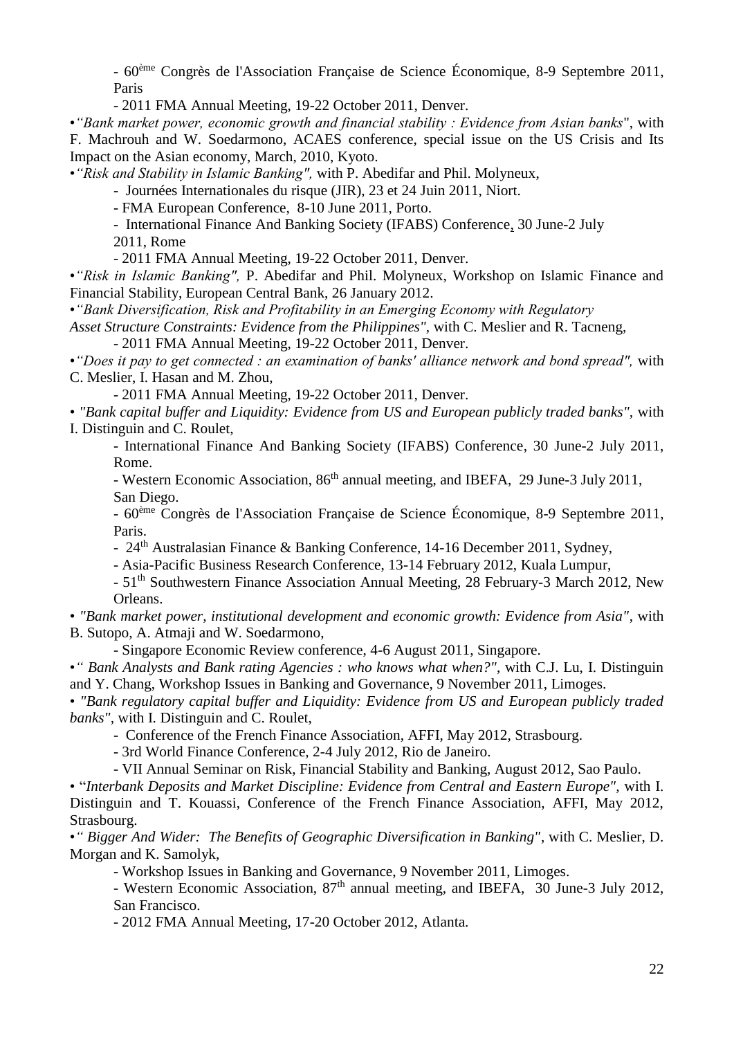- 60[ème] Congrès de l'Association Française de Science Économique, 8-9 Septembre 2011, Paris

- 2011 FMA Annual Meeting, 19-22 October 2011, Denver.

•*"Bank market power, economic growth and financial stability : Evidence from Asian banks*", with F. Machrouh and W. Soedarmono, ACAES conference, special issue on the US Crisis and Its Impact on the Asian economy, March, 2010, Kyoto.

•*"Risk and Stability in Islamic Banking",* with P. Abedifar and Phil. Molyneux,

- Journées Internationales du risque (JIR), 23 et 24 Juin 2011, Niort.
- FMA European Conference, 8-10 June 2011, Porto.
- International Finance And Banking Society (IFABS) Conference, 30 June-2 July 2011, Rome
- 2011 FMA Annual Meeting, 19-22 October 2011, Denver.

•*"Risk in Islamic Banking",* P. Abedifar and Phil. Molyneux, Workshop on Islamic Finance and Financial Stability, European Central Bank, 26 January 2012.

•*"Bank Diversification, Risk and Profitability in an Emerging Economy with Regulatory Asset Structure Constraints: Evidence from the Philippines"*, with C. Meslier and R. Tacneng,

- 2011 FMA Annual Meeting, 19-22 October 2011, Denver.

•*"Does it pay to get connected : an examination of banks' alliance network and bond spread",* with C. Meslier, I. Hasan and M. Zhou,

- 2011 FMA Annual Meeting, 19-22 October 2011, Denver.

• *"Bank capital buffer and Liquidity: Evidence from US and European publicly traded banks"*, with I. Distinguin and C. Roulet,

- International Finance And Banking Society (IFABS) Conference, 30 June-2 July 2011, Rome.
- Western Economic Association, 86[th] annual meeting, and IBEFA, 29 June-3 July 2011, San Diego.
- 60[ème] Congrès de l'Association Française de Science Économique, 8-9 Septembre 2011, Paris.
- 24[th] Australasian Finance & Banking Conference, 14-16 December 2011, Sydney,
- Asia-Pacific Business Research Conference, 13-14 February 2012, Kuala Lumpur,
- 51[th] Southwestern Finance Association Annual Meeting, 28 February-3 March 2012, New Orleans.

• *"Bank market power, institutional development and economic growth: Evidence from Asia"*, with B. Sutopo, A. Atmaji and W. Soedarmono,

- Singapore Economic Review conference, 4-6 August 2011, Singapore.

•*" Bank Analysts and Bank rating Agencies : who knows what when?"*, with C.J. Lu, I. Distinguin and Y. Chang, Workshop Issues in Banking and Governance, 9 November 2011, Limoges.

• *"Bank regulatory capital buffer and Liquidity: Evidence from US and European publicly traded banks"*, with I. Distinguin and C. Roulet,

- Conference of the French Finance Association, AFFI, May 2012, Strasbourg.
- 3rd World Finance Conference, 2-4 July 2012, Rio de Janeiro.
- VII Annual Seminar on Risk, Financial Stability and Banking, August 2012, Sao Paulo.

• "*Interbank Deposits and Market Discipline: Evidence from Central and Eastern Europe"*, with I. Distinguin and T. Kouassi, Conference of the French Finance Association, AFFI, May 2012, Strasbourg.

•*" Bigger And Wider: The Benefits of Geographic Diversification in Banking"*, with C. Meslier, D. Morgan and K. Samolyk,

- Workshop Issues in Banking and Governance, 9 November 2011, Limoges.
- Western Economic Association, 87[th] annual meeting, and IBEFA, 30 June-3 July 2012, San Francisco.
- 2012 FMA Annual Meeting, 17-20 October 2012, Atlanta.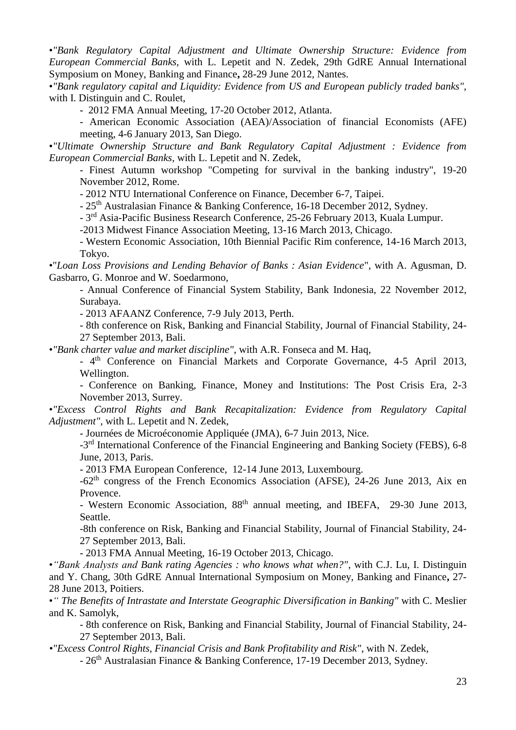•*"Bank Regulatory Capital Adjustment and Ultimate Ownership Structure: Evidence from European Commercial Banks,* with L. Lepetit and N. Zedek, 29th GdRE Annual International Symposium on Money, Banking and Finance**,** 28-29 June 2012, Nantes.

•*"Bank regulatory capital and Liquidity: Evidence from US and European publicly traded banks"*, with I. Distinguin and C. Roulet,

- 2012 FMA Annual Meeting, 17-20 October 2012, Atlanta.
- American Economic Association (AEA)/Association of financial Economists (AFE) meeting, 4-6 January 2013, San Diego.

•*"Ultimate Ownership Structure and Bank Regulatory Capital Adjustment : Evidence from European Commercial Banks,* with L. Lepetit and N. Zedek,

- Finest Autumn workshop "Competing for survival in the banking industry", 19-20 November 2012, Rome.
- 2012 NTU International Conference on Finance, December 6-7, Taipei.
- 25th Australasian Finance & Banking Conference, 16-18 December 2012, Sydney.
- 3rd Asia-Pacific Business Research Conference, 25-26 February 2013, Kuala Lumpur.
- 2013 Midwest Finance Association Meeting, 13-16 March 2013, Chicago.
- Western Economic Association, 10th Biennial Pacific Rim conference, 14-16 March 2013, Tokyo.

•"*Loan Loss Provisions and Lending Behavior of Banks : Asian Evidence*", with A. Agusman, D. Gasbarro, G. Monroe and W. Soedarmono,

- Annual Conference of Financial System Stability, Bank Indonesia, 22 November 2012, Surabaya.
- 2013 AFAANZ Conference, 7-9 July 2013, Perth.
- 8th conference on Risk, Banking and Financial Stability, Journal of Financial Stability, 24-27 September 2013, Bali.

•*"Bank charter value and market discipline"*, with A.R. Fonseca and M. Haq,

- 4th Conference on Financial Markets and Corporate Governance, 4-5 April 2013, Wellington.
- Conference on Banking, Finance, Money and Institutions: The Post Crisis Era, 2-3 November 2013, Surrey.

•*"Excess Control Rights and Bank Recapitalization: Evidence from Regulatory Capital Adjustment",* with L. Lepetit and N. Zedek,

- Journées de Microéconomie Appliquée (JMA), 6-7 Juin 2013, Nice.
- 3rd International Conference of the Financial Engineering and Banking Society (FEBS), 6-8 June, 2013, Paris.
- 2013 FMA European Conference, 12-14 June 2013, Luxembourg.
- 62th congress of the French Economics Association (AFSE), 24-26 June 2013, Aix en Provence.
- Western Economic Association, 88th annual meeting, and IBEFA, 29-30 June 2013, Seattle.
- 8th conference on Risk, Banking and Financial Stability, Journal of Financial Stability, 24-27 September 2013, Bali.
- 2013 FMA Annual Meeting, 16-19 October 2013, Chicago.

•*"Bank Analysts and Bank rating Agencies : who knows what when?"*, with C.J. Lu, I. Distinguin and Y. Chang, 30th GdRE Annual International Symposium on Money, Banking and Finance**,** 27-28 June 2013, Poitiers.

•*" The Benefits of Intrastate and Interstate Geographic Diversification in Banking"* with C. Meslier and K. Samolyk,

- 8th conference on Risk, Banking and Financial Stability, Journal of Financial Stability, 24-27 September 2013, Bali.

•*"Excess Control Rights, Financial Crisis and Bank Profitability and Risk"*, with N. Zedek,

- 26th Australasian Finance & Banking Conference, 17-19 December 2013, Sydney.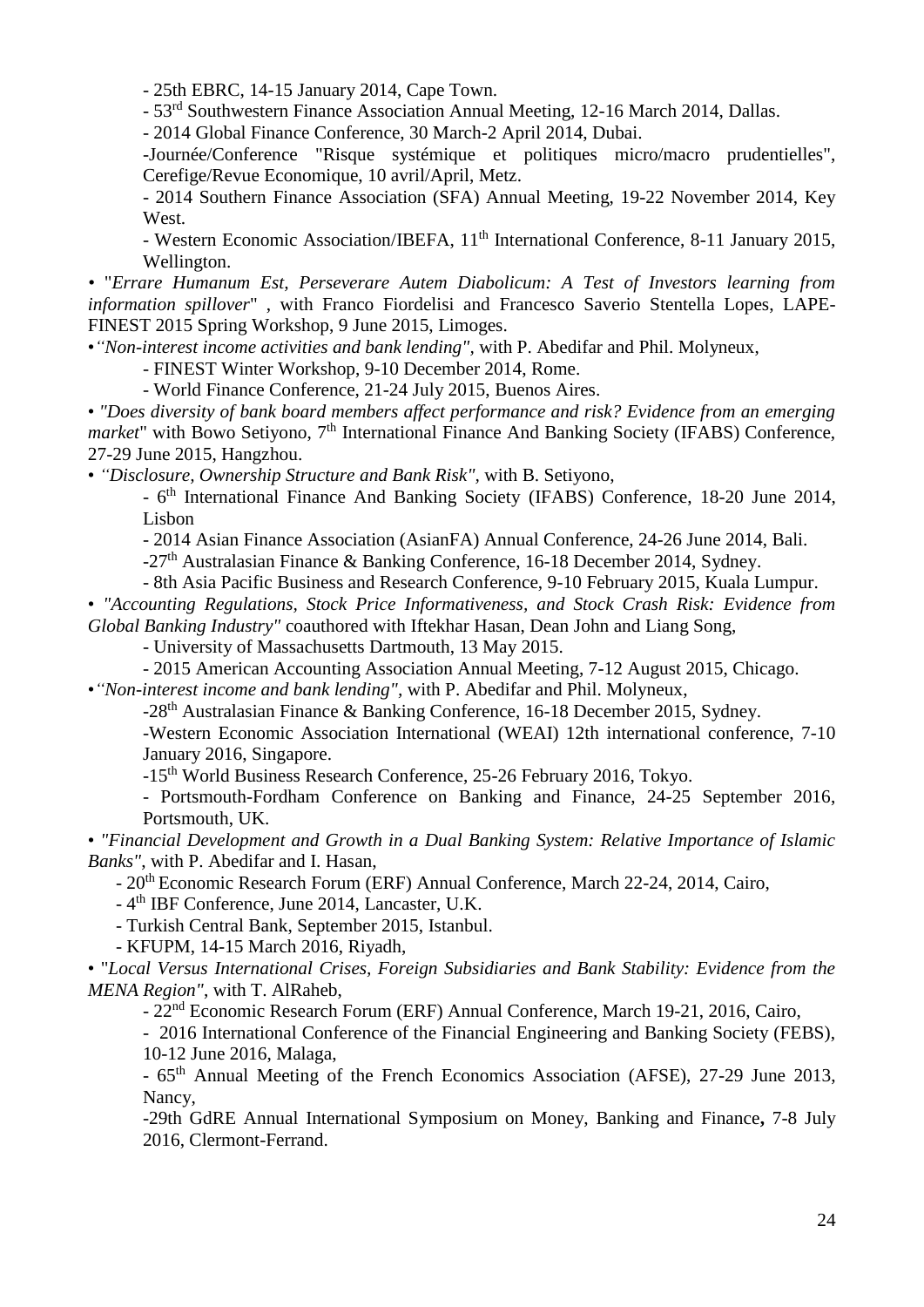- 25th EBRC, 14-15 January 2014, Cape Town.
- 53rd Southwestern Finance Association Annual Meeting, 12-16 March 2014, Dallas.
- 2014 Global Finance Conference, 30 March-2 April 2014, Dubai.
- Journée/Conference "Risque systémique et politiques micro/macro prudentielles", Cerefige/Revue Economique, 10 avril/April, Metz.
- 2014 Southern Finance Association (SFA) Annual Meeting, 19-22 November 2014, Key West.
- Western Economic Association/IBEFA, 11th International Conference, 8-11 January 2015, Wellington.

• "*Errare Humanum Est, Perseverare Autem Diabolicum: A Test of Investors learning from information spillover*" , with Franco Fiordelisi and Francesco Saverio Stentella Lopes, LAPE-FINEST 2015 Spring Workshop, 9 June 2015, Limoges.

• *"Non-interest income activities and bank lending"*, with P. Abedifar and Phil. Molyneux,
- FINEST Winter Workshop, 9-10 December 2014, Rome.
- World Finance Conference, 21-24 July 2015, Buenos Aires.

• *"Does diversity of bank board members affect performance and risk? Evidence from an emerging market*" with Bowo Setiyono, 7th International Finance And Banking Society (IFABS) Conference, 27-29 June 2015, Hangzhou.

• *"Disclosure, Ownership Structure and Bank Risk"*, with B. Setiyono,
- 6th International Finance And Banking Society (IFABS) Conference, 18-20 June 2014, Lisbon
- 2014 Asian Finance Association (AsianFA) Annual Conference, 24-26 June 2014, Bali.
- 27th Australasian Finance & Banking Conference, 16-18 December 2014, Sydney.
- 8th Asia Pacific Business and Research Conference, 9-10 February 2015, Kuala Lumpur.

• *"Accounting Regulations, Stock Price Informativeness, and Stock Crash Risk: Evidence from Global Banking Industry"* coauthored with Iftekhar Hasan, Dean John and Liang Song,
- University of Massachusetts Dartmouth, 13 May 2015.
- 2015 American Accounting Association Annual Meeting, 7-12 August 2015, Chicago.

• *"Non-interest income and bank lending"*, with P. Abedifar and Phil. Molyneux,
- 28th Australasian Finance & Banking Conference, 16-18 December 2015, Sydney.
- Western Economic Association International (WEAI) 12th international conference, 7-10 January 2016, Singapore.
- 15th World Business Research Conference, 25-26 February 2016, Tokyo.
- Portsmouth-Fordham Conference on Banking and Finance, 24-25 September 2016, Portsmouth, UK.

• *"Financial Development and Growth in a Dual Banking System: Relative Importance of Islamic Banks"*, with P. Abedifar and I. Hasan,
- 20th Economic Research Forum (ERF) Annual Conference, March 22-24, 2014, Cairo,
- 4th IBF Conference, June 2014, Lancaster, U.K.
- Turkish Central Bank, September 2015, Istanbul.
- KFUPM, 14-15 March 2016, Riyadh,

• "*Local Versus International Crises, Foreign Subsidiaries and Bank Stability: Evidence from the MENA Region"*, with T. AlRaheb,
- 22nd Economic Research Forum (ERF) Annual Conference, March 19-21, 2016, Cairo,
- 2016 International Conference of the Financial Engineering and Banking Society (FEBS), 10-12 June 2016, Malaga,
- 65th Annual Meeting of the French Economics Association (AFSE), 27-29 June 2013, Nancy,
- 29th GdRE Annual International Symposium on Money, Banking and Finance**,** 7-8 July 2016, Clermont-Ferrand.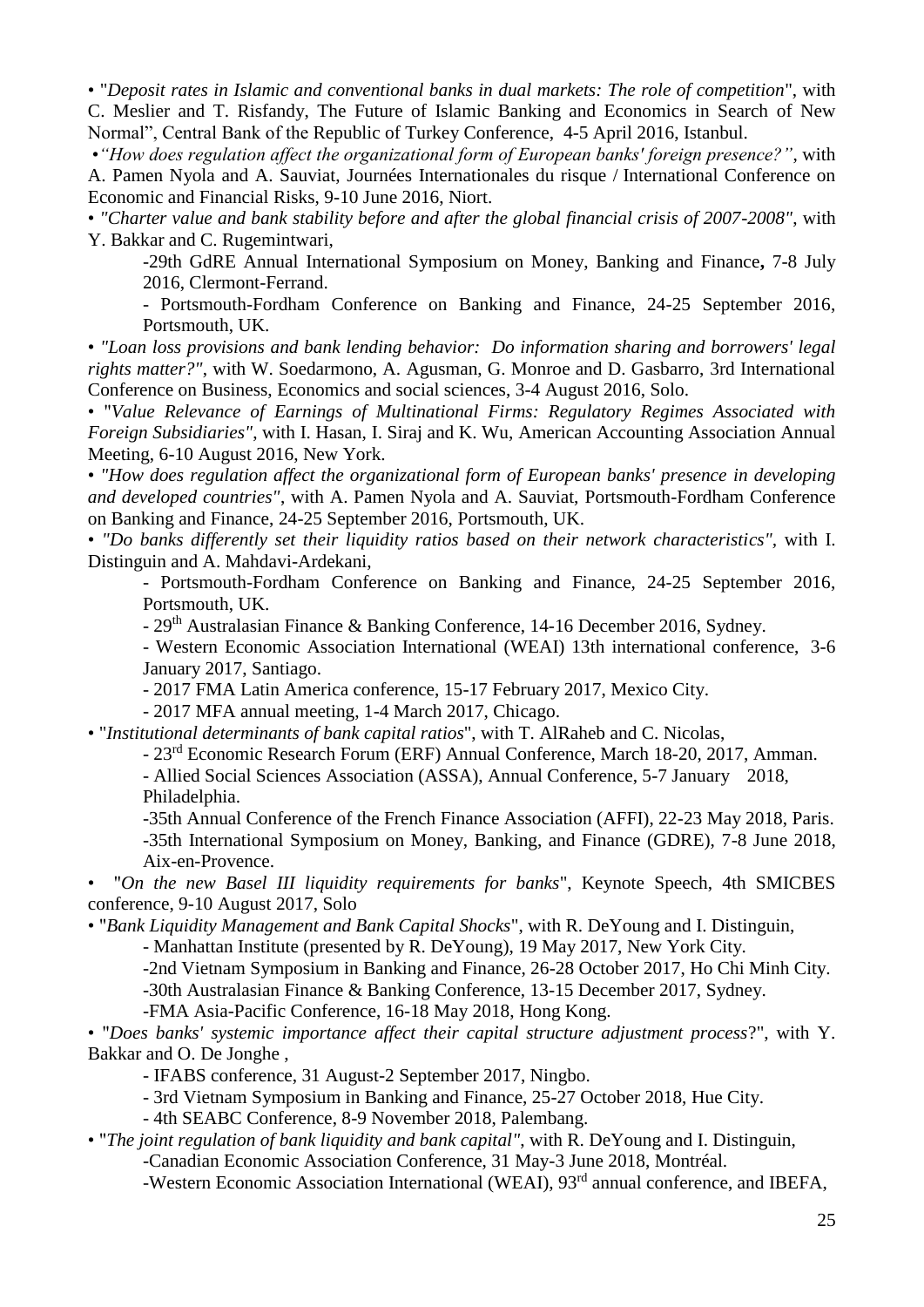• "*Deposit rates in Islamic and conventional banks in dual markets: The role of competition*", with C. Meslier and T. Risfandy, The Future of Islamic Banking and Economics in Search of New Normal", Central Bank of the Republic of Turkey Conference, 4-5 April 2016, Istanbul.

•*"How does regulation affect the organizational form of European banks' foreign presence?"*, with A. Pamen Nyola and A. Sauviat, Journées Internationales du risque / International Conference on Economic and Financial Risks, 9-10 June 2016, Niort.

• *"Charter value and bank stability before and after the global financial crisis of 2007-2008"*, with Y. Bakkar and C. Rugemintwari,

-29th GdRE Annual International Symposium on Money, Banking and Finance**,** 7-8 July 2016, Clermont-Ferrand.

- Portsmouth-Fordham Conference on Banking and Finance, 24-25 September 2016, Portsmouth, UK.

• *"Loan loss provisions and bank lending behavior: Do information sharing and borrowers' legal rights matter?"*, with W. Soedarmono, A. Agusman, G. Monroe and D. Gasbarro, 3rd International Conference on Business, Economics and social sciences, 3-4 August 2016, Solo.

• "*Value Relevance of Earnings of Multinational Firms: Regulatory Regimes Associated with Foreign Subsidiaries"*, with I. Hasan, I. Siraj and K. Wu, American Accounting Association Annual Meeting, 6-10 August 2016, New York.

• *"How does regulation affect the organizational form of European banks' presence in developing and developed countries"*, with A. Pamen Nyola and A. Sauviat, Portsmouth-Fordham Conference on Banking and Finance, 24-25 September 2016, Portsmouth, UK.

• *"Do banks differently set their liquidity ratios based on their network characteristics"*, with I. Distinguin and A. Mahdavi-Ardekani,

- Portsmouth-Fordham Conference on Banking and Finance, 24-25 September 2016, Portsmouth, UK.

- 29th Australasian Finance & Banking Conference, 14-16 December 2016, Sydney.

- Western Economic Association International (WEAI) 13th international conference, 3-6 January 2017, Santiago.

- 2017 FMA Latin America conference, 15-17 February 2017, Mexico City.

- 2017 MFA annual meeting, 1-4 March 2017, Chicago.

• "*Institutional determinants of bank capital ratios*", with T. AlRaheb and C. Nicolas,

- 23rd Economic Research Forum (ERF) Annual Conference, March 18-20, 2017, Amman.

- Allied Social Sciences Association (ASSA), Annual Conference, 5-7 January 2018, Philadelphia.

-35th Annual Conference of the French Finance Association (AFFI), 22-23 May 2018, Paris.

-35th International Symposium on Money, Banking, and Finance (GDRE), 7-8 June 2018, Aix-en-Provence.

• "*On the new Basel III liquidity requirements for banks*", Keynote Speech, 4th SMICBES conference, 9-10 August 2017, Solo

• "*Bank Liquidity Management and Bank Capital Shocks*", with R. DeYoung and I. Distinguin,

- Manhattan Institute (presented by R. DeYoung), 19 May 2017, New York City.

-2nd Vietnam Symposium in Banking and Finance, 26-28 October 2017, Ho Chi Minh City.

-30th Australasian Finance & Banking Conference, 13-15 December 2017, Sydney.

-FMA Asia-Pacific Conference, 16-18 May 2018, Hong Kong.

• "*Does banks' systemic importance affect their capital structure adjustment process*?", with Y. Bakkar and O. De Jonghe ,

- IFABS conference, 31 August-2 September 2017, Ningbo.

- 3rd Vietnam Symposium in Banking and Finance, 25-27 October 2018, Hue City.

- 4th SEABC Conference, 8-9 November 2018, Palembang.

• "*The joint regulation of bank liquidity and bank capital"*, with R. DeYoung and I. Distinguin,

-Canadian Economic Association Conference, 31 May-3 June 2018, Montréal.

-Western Economic Association International (WEAI), 93rd annual conference, and IBEFA,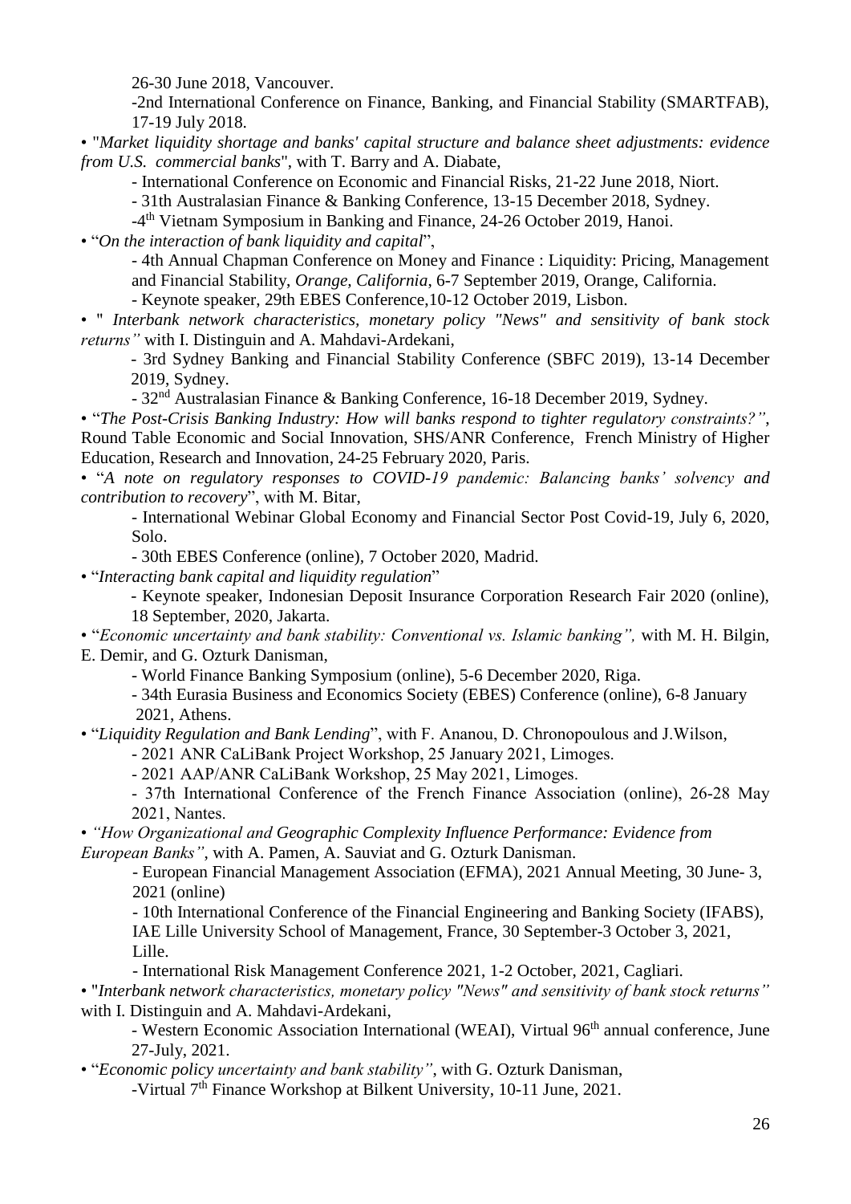26-30 June 2018, Vancouver.

-2nd International Conference on Finance, Banking, and Financial Stability (SMARTFAB), 17-19 July 2018.

• "*Market liquidity shortage and banks' capital structure and balance sheet adjustments: evidence from U.S. commercial banks*", with T. Barry and A. Diabate,

- International Conference on Economic and Financial Risks, 21-22 June 2018, Niort.
- 31th Australasian Finance & Banking Conference, 13-15 December 2018, Sydney.
- 4th Vietnam Symposium in Banking and Finance, 24-26 October 2019, Hanoi.

• "*On the interaction of bank liquidity and capital*",

- 4th Annual Chapman Conference on Money and Finance : Liquidity: Pricing, Management and Financial Stability, *Orange, California*, 6-7 September 2019, Orange, California.
- Keynote speaker, 29th EBES Conference,10-12 October 2019, Lisbon.

• " *Interbank network characteristics, monetary policy "News" and sensitivity of bank stock returns"* with I. Distinguin and A. Mahdavi-Ardekani,

- 3rd Sydney Banking and Financial Stability Conference (SBFC 2019), 13-14 December 2019, Sydney.
- 32nd Australasian Finance & Banking Conference, 16-18 December 2019, Sydney.

• "*The Post-Crisis Banking Industry: How will banks respond to tighter regulatory constraints?"*, Round Table Economic and Social Innovation, SHS/ANR Conference, French Ministry of Higher Education, Research and Innovation, 24-25 February 2020, Paris.

• "*A note on regulatory responses to COVID-19 pandemic: Balancing banks' solvency and contribution to recovery*", with M. Bitar,

- International Webinar Global Economy and Financial Sector Post Covid-19, July 6, 2020, Solo.
- 30th EBES Conference (online), 7 October 2020, Madrid.

• "*Interacting bank capital and liquidity regulation*"

- Keynote speaker, Indonesian Deposit Insurance Corporation Research Fair 2020 (online), 18 September, 2020, Jakarta.

• "*Economic uncertainty and bank stability: Conventional vs. Islamic banking",* with M. H. Bilgin, E. Demir, and G. Ozturk Danisman,

- World Finance Banking Symposium (online), 5-6 December 2020, Riga.
- 34th Eurasia Business and Economics Society (EBES) Conference (online), 6-8 January 2021, Athens.

• "*Liquidity Regulation and Bank Lending*", with F. Ananou, D. Chronopoulous and J.Wilson,

- 2021 ANR CaLiBank Project Workshop, 25 January 2021, Limoges.
- 2021 AAP/ANR CaLiBank Workshop, 25 May 2021, Limoges.
- 37th International Conference of the French Finance Association (online), 26-28 May 2021, Nantes.

• *"How Organizational and Geographic Complexity Influence Performance: Evidence from European Banks"*, with A. Pamen, A. Sauviat and G. Ozturk Danisman.

- European Financial Management Association (EFMA), 2021 Annual Meeting, 30 June- 3, 2021 (online)
- 10th International Conference of the Financial Engineering and Banking Society (IFABS), IAE Lille University School of Management, France, 30 September-3 October 3, 2021, Lille.
- International Risk Management Conference 2021, 1-2 October, 2021, Cagliari.

• "*Interbank network characteristics, monetary policy "News" and sensitivity of bank stock returns"* with I. Distinguin and A. Mahdavi-Ardekani,

- Western Economic Association International (WEAI), Virtual 96th annual conference, June 27-July, 2021.

• "*Economic policy uncertainty and bank stability"*, with G. Ozturk Danisman,

-Virtual 7th Finance Workshop at Bilkent University, 10-11 June, 2021.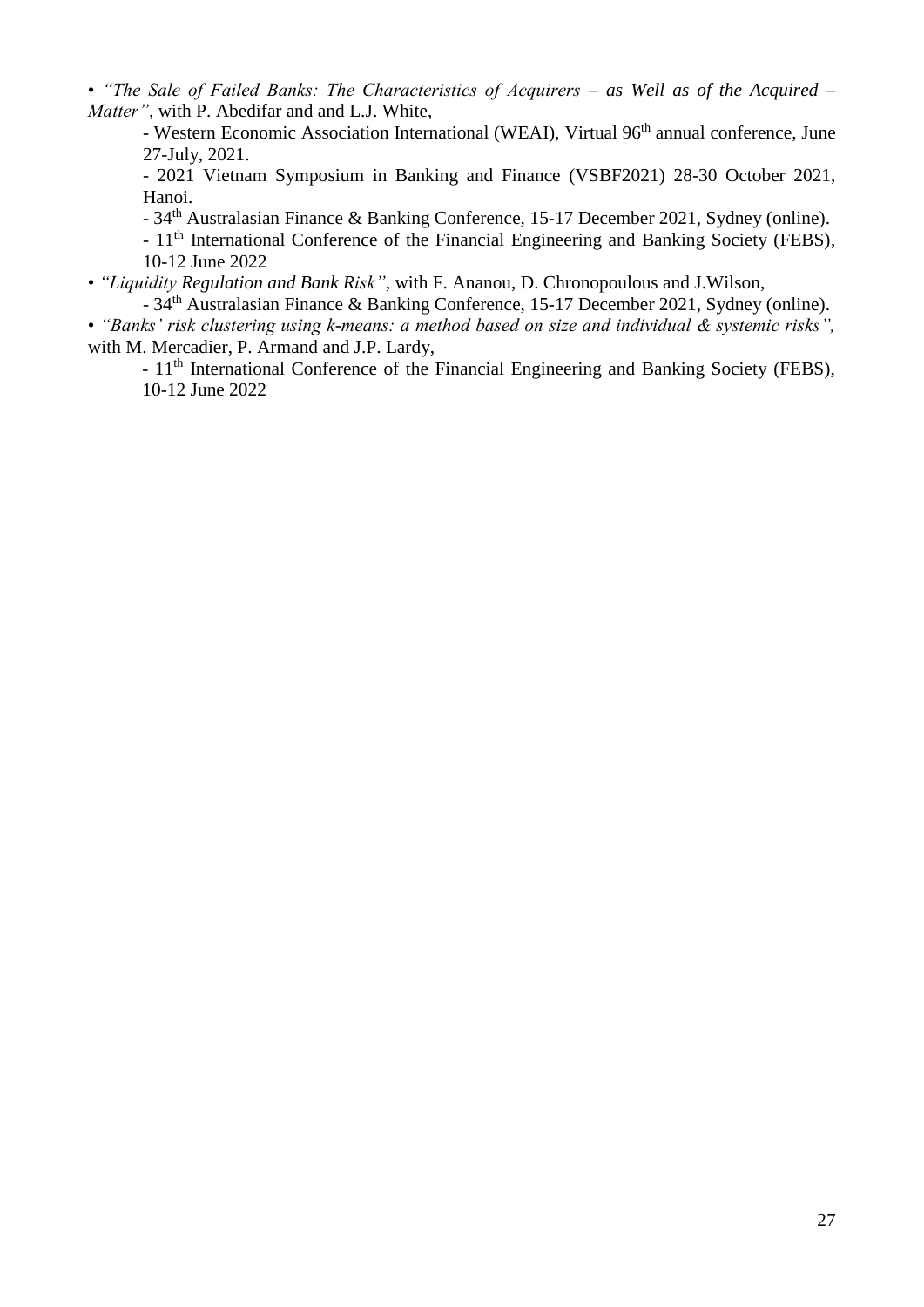• *"The Sale of Failed Banks: The Characteristics of Acquirers – as Well as of the Acquired – Matter"*, with P. Abedifar and and L.J. White,

- Western Economic Association International (WEAI), Virtual 96th annual conference, June 27-July, 2021.
- 2021 Vietnam Symposium in Banking and Finance (VSBF2021) 28-30 October 2021, Hanoi.
- 34th Australasian Finance & Banking Conference, 15-17 December 2021, Sydney (online).
- 11th International Conference of the Financial Engineering and Banking Society (FEBS), 10-12 June 2022

• *"Liquidity Regulation and Bank Risk"*, with F. Ananou, D. Chronopoulous and J.Wilson,

- 34th Australasian Finance & Banking Conference, 15-17 December 2021, Sydney (online).

• *"Banks' risk clustering using k-means: a method based on size and individual & systemic risks"*, with M. Mercadier, P. Armand and J.P. Lardy,

- 11th International Conference of the Financial Engineering and Banking Society (FEBS), 10-12 June 2022